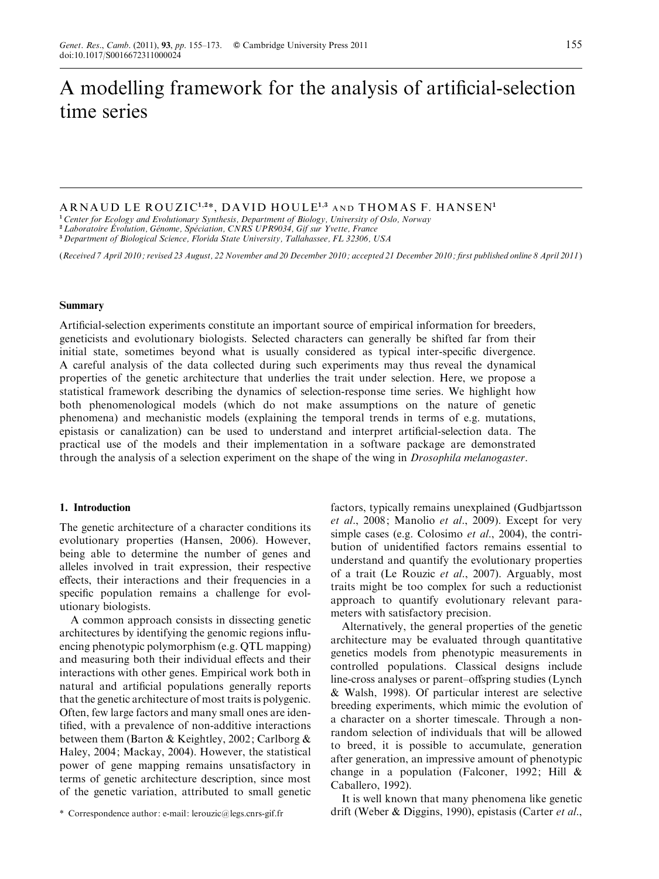# A modelling framework for the analysis of artificial-selection time series

ARNAUD LE ROUZIC[1,2]*, DAVID HOULE[1,3] AND THOMAS F. HANSEN[1]

[1] Center for Ecology and Evolutionary Synthesis, Department of Biology, University of Oslo, Norway
[2] Laboratoire Évolution, Génome, Spéciation, CNRS UPR9034, Gif sur Yvette, France
[3] Department of Biological Science, Florida State University, Tallahassee, FL 32306, USA

(*Received 7 April 2010; revised 23 August, 22 November and 20 December 2010; accepted 21 December 2010; first published online 8 April 2011*)

## Summary

Artificial-selection experiments constitute an important source of empirical information for breeders, geneticists and evolutionary biologists. Selected characters can generally be shifted far from their initial state, sometimes beyond what is usually considered as typical inter-specific divergence. A careful analysis of the data collected during such experiments may thus reveal the dynamical properties of the genetic architecture that underlies the trait under selection. Here, we propose a statistical framework describing the dynamics of selection-response time series. We highlight how both phenomenological models (which do not make assumptions on the nature of genetic phenomena) and mechanistic models (explaining the temporal trends in terms of e.g. mutations, epistasis or canalization) can be used to understand and interpret artificial-selection data. The practical use of the models and their implementation in a software package are demonstrated through the analysis of a selection experiment on the shape of the wing in *Drosophila melanogaster*.

## 1. Introduction

The genetic architecture of a character conditions its evolutionary properties (Hansen, 2006). However, being able to determine the number of genes and alleles involved in trait expression, their respective effects, their interactions and their frequencies in a specific population remains a challenge for evolutionary biologists.

A common approach consists in dissecting genetic architectures by identifying the genomic regions influencing phenotypic polymorphism (e.g. QTL mapping) and measuring both their individual effects and their interactions with other genes. Empirical work both in natural and artificial populations generally reports that the genetic architecture of most traits is polygenic. Often, few large factors and many small ones are identified, with a prevalence of non-additive interactions between them (Barton & Keightley, 2002; Carlborg & Haley, 2004; Mackay, 2004). However, the statistical power of gene mapping remains unsatisfactory in terms of genetic architecture description, since most of the genetic variation, attributed to small genetic factors, typically remains unexplained (Gudbjartsson *et al*., 2008; Manolio *et al*., 2009). Except for very simple cases (e.g. Colosimo *et al*., 2004), the contribution of unidentified factors remains essential to understand and quantify the evolutionary properties of a trait (Le Rouzic *et al*., 2007). Arguably, most traits might be too complex for such a reductionist approach to quantify evolutionary relevant parameters with satisfactory precision.

Alternatively, the general properties of the genetic architecture may be evaluated through quantitative genetics models from phenotypic measurements in controlled populations. Classical designs include line-cross analyses or parent–offspring studies (Lynch & Walsh, 1998). Of particular interest are selective breeding experiments, which mimic the evolution of a character on a shorter timescale. Through a non-random selection of individuals that will be allowed to breed, it is possible to accumulate, generation after generation, an impressive amount of phenotypic change in a population (Falconer, 1992; Hill & Caballero, 1992).

It is well known that many phenomena like genetic drift (Weber & Diggins, 1990), epistasis (Carter *et al*.,

* Correspondence author: e-mail: lerouzic@legs.cnrs-gif.fr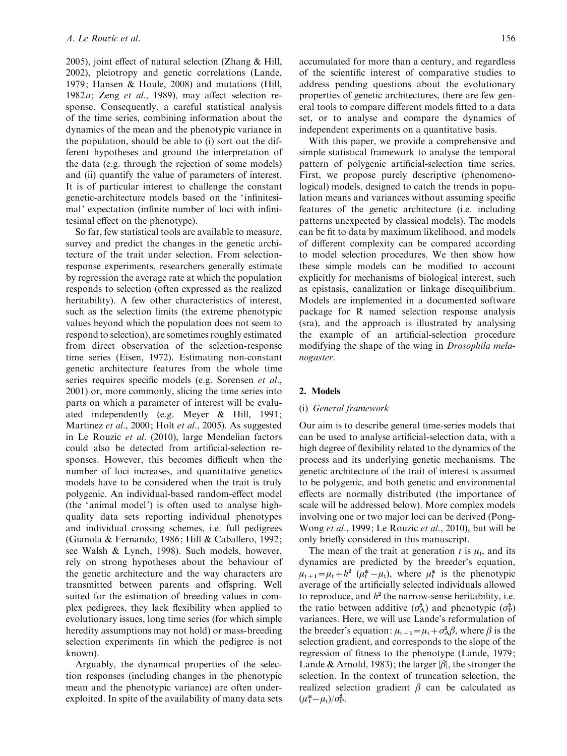2005), joint effect of natural selection (Zhang & Hill, 2002), pleiotropy and genetic correlations (Lande, 1979; Hansen & Houle, 2008) and mutations (Hill, 1982*a*; Zeng *et al*., 1989), may affect selection response. Consequently, a careful statistical analysis of the time series, combining information about the dynamics of the mean and the phenotypic variance in the population, should be able to (i) sort out the different hypotheses and ground the interpretation of the data (e.g. through the rejection of some models) and (ii) quantify the value of parameters of interest. It is of particular interest to challenge the constant genetic-architecture models based on the 'infinitesimal' expectation (infinite number of loci with infinitesimal effect on the phenotype).

So far, few statistical tools are available to measure, survey and predict the changes in the genetic architecture of the trait under selection. From selection-response experiments, researchers generally estimate by regression the average rate at which the population responds to selection (often expressed as the realized heritability). A few other characteristics of interest, such as the selection limits (the extreme phenotypic values beyond which the population does not seem to respond to selection), are sometimes roughly estimated from direct observation of the selection-response time series (Eisen, 1972). Estimating non-constant genetic architecture features from the whole time series requires specific models (e.g. Sorensen *et al*., 2001) or, more commonly, slicing the time series into parts on which a parameter of interest will be evaluated independently (e.g. Meyer & Hill, 1991; Martinez *et al*., 2000; Holt *et al*., 2005). As suggested in Le Rouzic *et al*. (2010), large Mendelian factors could also be detected from artificial-selection responses. However, this becomes difficult when the number of loci increases, and quantitative genetics models have to be considered when the trait is truly polygenic. An individual-based random-effect model (the 'animal model') is often used to analyse high-quality data sets reporting individual phenotypes and individual crossing schemes, i.e. full pedigrees (Gianola & Fernando, 1986; Hill & Caballero, 1992; see Walsh & Lynch, 1998). Such models, however, rely on strong hypotheses about the behaviour of the genetic architecture and the way characters are transmitted between parents and offspring. Well suited for the estimation of breeding values in complex pedigrees, they lack flexibility when applied to evolutionary issues, long time series (for which simple heredity assumptions may not hold) or mass-breeding selection experiments (in which the pedigree is not known).

Arguably, the dynamical properties of the selection responses (including changes in the phenotypic mean and the phenotypic variance) are often underexploited. In spite of the availability of many data sets accumulated for more than a century, and regardless of the scientific interest of comparative studies to address pending questions about the evolutionary properties of genetic architectures, there are few general tools to compare different models fitted to a data set, or to analyse and compare the dynamics of independent experiments on a quantitative basis.

With this paper, we provide a comprehensive and simple statistical framework to analyse the temporal pattern of polygenic artificial-selection time series. First, we propose purely descriptive (phenomenological) models, designed to catch the trends in population means and variances without assuming specific features of the genetic architecture (i.e. including patterns unexpected by classical models). The models can be fit to data by maximum likelihood, and models of different complexity can be compared according to model selection procedures. We then show how these simple models can be modified to account explicitly for mechanisms of biological interest, such as epistasis, canalization or linkage disequilibrium. Models are implemented in a documented software package for R named selection response analysis (sra), and the approach is illustrated by analysing the example of an artificial-selection procedure modifying the shape of the wing in *Drosophila melanogaster*.

## 2. Models

### (i) *General framework*

Our aim is to describe general time-series models that can be used to analyse artificial-selection data, with a high degree of flexibility related to the dynamics of the process and its underlying genetic mechanisms. The genetic architecture of the trait of interest is assumed to be polygenic, and both genetic and environmental effects are normally distributed (the importance of scale will be addressed below). More complex models involving one or two major loci can be derived (Pong-Wong *et al*., 1999; Le Rouzic *et al*., 2010), but will be only briefly considered in this manuscript.

The mean of the trait at generation $t$ is $\mu_t$, and its dynamics are predicted by the breeder's equation, $\mu_{t+1} = \mu_t + h^2\ (\mu_t^* - \mu_t)$, where $\mu_t^*$ is the phenotypic average of the artificially selected individuals allowed to reproduce, and $h^2$ the narrow-sense heritability, i.e. the ratio between additive ($\sigma_A^2$) and phenotypic ($\sigma_P^2$) variances. Here, we will use Lande's reformulation of the breeder's equation: $\mu_{t+1} = \mu_t + \sigma_A^2 \beta$, where $\beta$ is the selection gradient, and corresponds to the slope of the regression of fitness to the phenotype (Lande, 1979; Lande & Arnold, 1983); the larger $|\beta|$, the stronger the selection. In the context of truncation selection, the realized selection gradient $\beta$ can be calculated as $(\mu_t^* - \mu_t)/\sigma_P^2$.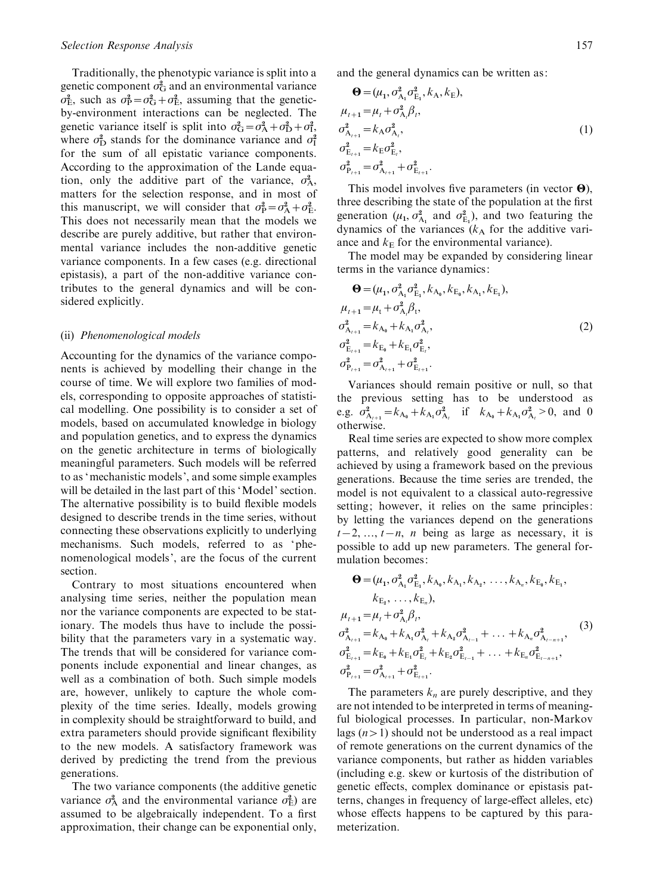Traditionally, the phenotypic variance is split into a genetic component $\sigma^2_G$ and an environmental variance $\sigma^2_E$, such as $\sigma^2_P = \sigma^2_G + \sigma^2_E$, assuming that the genetic-by-environment interactions can be neglected. The genetic variance itself is split into $\sigma^2_G = \sigma^2_A + \sigma^2_D + \sigma^2_I$, where $\sigma^2_D$ stands for the dominance variance and $\sigma^2_I$ for the sum of all epistatic variance components. According to the approximation of the Lande equation, only the additive part of the variance, $\sigma^2_A$, matters for the selection response, and in most of this manuscript, we will consider that $\sigma^2_P = \sigma^2_A + \sigma^2_E$. This does not necessarily mean that the models we describe are purely additive, but rather that environmental variance includes the non-additive genetic variance components. In a few cases (e.g. directional epistasis), a part of the non-additive variance contributes to the general dynamics and will be considered explicitly.

### (ii) *Phenomenological models*

Accounting for the dynamics of the variance components is achieved by modelling their change in the course of time. We will explore two families of models, corresponding to opposite approaches of statistical modelling. One possibility is to consider a set of models, based on accumulated knowledge in biology and population genetics, and to express the dynamics on the genetic architecture in terms of biologically meaningful parameters. Such models will be referred to as 'mechanistic models', and some simple examples will be detailed in the last part of this 'Model' section. The alternative possibility is to build flexible models designed to describe trends in the time series, without connecting these observations explicitly to underlying mechanisms. Such models, referred to as 'phenomenological models', are the focus of the current section.

Contrary to most situations encountered when analysing time series, neither the population mean nor the variance components are expected to be stationary. The models thus have to include the possibility that the parameters vary in a systematic way. The trends that will be considered for variance components include exponential and linear changes, as well as a combination of both. Such simple models are, however, unlikely to capture the whole complexity of the time series. Ideally, models growing in complexity should be straightforward to build, and extra parameters should provide significant flexibility to the new models. A satisfactory framework was derived by predicting the trend from the previous generations.

The two variance components (the additive genetic variance $\sigma^2_A$ and the environmental variance $\sigma^2_E$) are assumed to be algebraically independent. To a first approximation, their change can be exponential only, and the general dynamics can be written as:

$$
\begin{aligned}
&\mathbf{\Theta} = (\mu_1, \sigma^2_{A_1} \sigma^2_{E_1}, k_A, k_E),\\
&\mu_{t+1} = \mu_t + \sigma^2_{A_t}\beta_t,\\
&\sigma^2_{A_{t+1}} = k_A \sigma^2_{A_t},\\
&\sigma^2_{E_{t+1}} = k_E \sigma^2_{E_t},\\
&\sigma^2_{P_{t+1}} = \sigma^2_{A_{t+1}} + \sigma^2_{E_{t+1}}.
\end{aligned}
\tag{1}
$$

This model involves five parameters (in vector $\mathbf{\Theta}$), three describing the state of the population at the first generation ($\mu_1$, $\sigma^2_{A_1}$ and $\sigma^2_{E_1}$), and two featuring the dynamics of the variances ($k_A$ for the additive variance and $k_E$ for the environmental variance).

The model may be expanded by considering linear terms in the variance dynamics:

$$
\begin{aligned}
&\mathbf{\Theta} = (\mu_1, \sigma^2_{A_1} \sigma^2_{E_1}, k_{A_0}, k_{E_0}, k_{A_1}, k_{E_1}),\\
&\mu_{t+1} = \mu_t + \sigma^2_{A_t}\beta_t,\\
&\sigma^2_{A_{t+1}} = k_{A_0} + k_{A_1}\sigma^2_{A_t},\\
&\sigma^2_{E_{t+1}} = k_{E_0} + k_{E_1}\sigma^2_{E_t},\\
&\sigma^2_{P_{t+1}} = \sigma^2_{A_{t+1}} + \sigma^2_{E_{t+1}}.
\end{aligned}
\tag{2}
$$

Variances should remain positive or null, so that the previous setting has to be understood as e.g. $\sigma^2_{A_{t+1}} = k_{A_0} + k_{A_1}\sigma^2_{A_t}$ if $k_{A_0} + k_{A_1}\sigma^2_{A_t} > 0$, and 0 otherwise.

Real time series are expected to show more complex patterns, and relatively good generality can be achieved by using a framework based on the previous generations. Because the time series are trended, the model is not equivalent to a classical auto-regressive setting; however, it relies on the same principles: by letting the variances depend on the generations $t-2, \ldots, t-n$, $n$ being as large as necessary, it is possible to add up new parameters. The general formulation becomes:

$$
\begin{aligned}
&\mathbf{\Theta} = (\mu_1, \sigma^2_{A_1} \sigma^2_{E_1}, k_{A_0}, k_{A_1}, k_{A_2}, \ldots, k_{A_n}, k_{E_0}, k_{E_1},\\
&\qquad k_{E_2}, \ldots, k_{E_n}),\\
&\mu_{t+1} = \mu_t + \sigma^2_{A_t}\beta_t,\\
&\sigma^2_{A_{t+1}} = k_{A_0} + k_{A_1}\sigma^2_{A_t} + k_{A_2}\sigma^2_{A_{t-1}} + \ldots + k_{A_n}\sigma^2_{A_{t-n+1}},\\
&\sigma^2_{E_{t+1}} = k_{E_0} + k_{E_1}\sigma^2_{E_t} + k_{E_2}\sigma^2_{E_{t-1}} + \ldots + k_{E_n}\sigma^2_{E_{t-n+1}},\\
&\sigma^2_{P_{t+1}} = \sigma^2_{A_{t+1}} + \sigma^2_{E_{t+1}}.
\end{aligned}
\tag{3}
$$

The parameters $k_n$ are purely descriptive, and they are not intended to be interpreted in terms of meaningful biological processes. In particular, non-Markov lags ($n > 1$) should not be understood as a real impact of remote generations on the current dynamics of the variance components, but rather as hidden variables (including e.g. skew or kurtosis of the distribution of genetic effects, complex dominance or epistasis patterns, changes in frequency of large-effect alleles, etc) whose effects happens to be captured by this parameterization.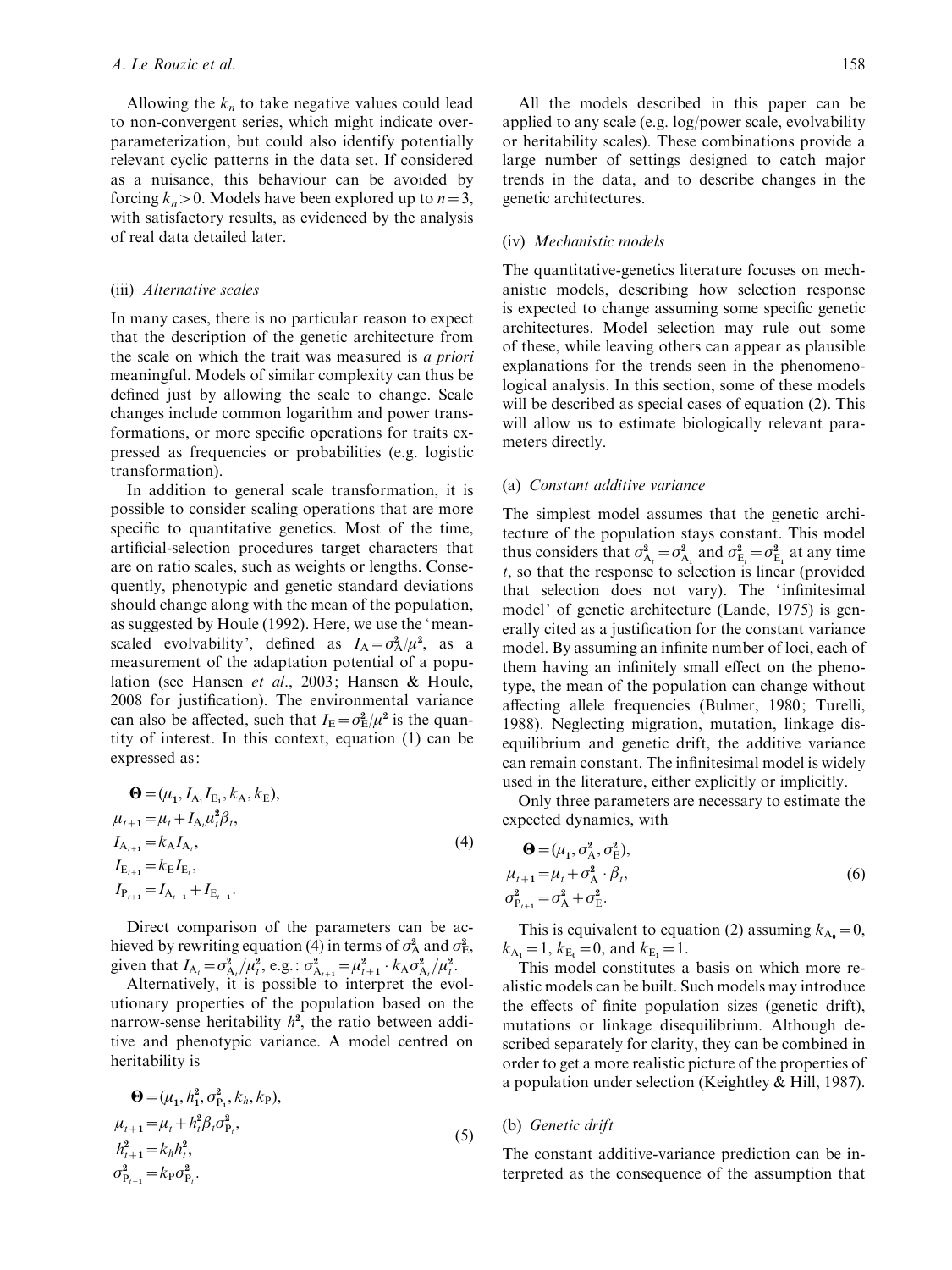Allowing the $k_n$ to take negative values could lead to non-convergent series, which might indicate over-parameterization, but could also identify potentially relevant cyclic patterns in the data set. If considered as a nuisance, this behaviour can be avoided by forcing $k_n > 0$. Models have been explored up to $n = 3$, with satisfactory results, as evidenced by the analysis of real data detailed later.

### (iii) *Alternative scales*

In many cases, there is no particular reason to expect that the description of the genetic architecture from the scale on which the trait was measured is *a priori* meaningful. Models of similar complexity can thus be defined just by allowing the scale to change. Scale changes include common logarithm and power transformations, or more specific operations for traits expressed as frequencies or probabilities (e.g. logistic transformation).

In addition to general scale transformation, it is possible to consider scaling operations that are more specific to quantitative genetics. Most of the time, artificial-selection procedures target characters that are on ratio scales, such as weights or lengths. Consequently, phenotypic and genetic standard deviations should change along with the mean of the population, as suggested by Houle (1992). Here, we use the 'mean-scaled evolvability', defined as $I_A = \sigma_A^2/\mu^2$, as a measurement of the adaptation potential of a population (see Hansen *et al*., 2003; Hansen & Houle, 2008 for justification). The environmental variance can also be affected, such that $I_E = \sigma_E^2/\mu^2$ is the quantity of interest. In this context, equation (1) can be expressed as:

$$
\begin{aligned}
&\mathbf{\Theta} = (\mu_1, I_{A_1} I_{E_1}, k_A, k_E),\\
&\mu_{t+1} = \mu_t + I_{A_t}\mu_t^2\beta_t,\\
&I_{A_{t+1}} = k_A I_{A_t},\\
&I_{E_{t+1}} = k_E I_{E_t},\\
&I_{P_{t+1}} = I_{A_{t+1}} + I_{E_{t+1}}.
\end{aligned}
\tag{4}
$$

Direct comparison of the parameters can be achieved by rewriting equation (4) in terms of $\sigma_A^2$ and $\sigma_E^2$, given that $I_{A_t} = \sigma_{A_t}^2/\mu_t^2$, e.g.: $\sigma_{A_{t+1}}^2 = \mu_{t+1}^2 \cdot k_A \sigma_{A_t}^2/\mu_t^2$.

Alternatively, it is possible to interpret the evolutionary properties of the population based on the narrow-sense heritability $h^2$, the ratio between additive and phenotypic variance. A model centred on heritability is

$$
\begin{aligned}
&\mathbf{\Theta} = (\mu_1, h_1^2, \sigma_{P_1}^2, k_h, k_P),\\
&\mu_{t+1} = \mu_t + h_t^2\beta_t\sigma_{P_t}^2,\\
&h_{t+1}^2 = k_h h_t^2,\\
&\sigma_{P_{t+1}}^2 = k_P\sigma_{P_t}^2.
\end{aligned}
\tag{5}
$$

All the models described in this paper can be applied to any scale (e.g. log/power scale, evolvability or heritability scales). These combinations provide a large number of settings designed to catch major trends in the data, and to describe changes in the genetic architectures.

### (iv) *Mechanistic models*

The quantitative-genetics literature focuses on mechanistic models, describing how selection response is expected to change assuming some specific genetic architectures. Model selection may rule out some of these, while leaving others can appear as plausible explanations for the trends seen in the phenomenological analysis. In this section, some of these models will be described as special cases of equation (2). This will allow us to estimate biologically relevant parameters directly.

#### (a) *Constant additive variance*

The simplest model assumes that the genetic architecture of the population stays constant. This model thus considers that $\sigma_{A_t}^2 = \sigma_{A_1}^2$ and $\sigma_{E_t}^2 = \sigma_{E_1}^2$ at any time $t$, so that the response to selection is linear (provided that selection does not vary). The 'infinitesimal model' of genetic architecture (Lande, 1975) is generally cited as a justification for the constant variance model. By assuming an infinite number of loci, each of them having an infinitely small effect on the phenotype, the mean of the population can change without affecting allele frequencies (Bulmer, 1980; Turelli, 1988). Neglecting migration, mutation, linkage disequilibrium and genetic drift, the additive variance can remain constant. The infinitesimal model is widely used in the literature, either explicitly or implicitly.

Only three parameters are necessary to estimate the expected dynamics, with

$$
\begin{aligned}
&\mathbf{\Theta} = (\mu_1, \sigma_A^2, \sigma_E^2),\\
&\mu_{t+1} = \mu_t + \sigma_A^2 \cdot \beta_t,\\
&\sigma_{P_{t+1}}^2 = \sigma_A^2 + \sigma_E^2.
\end{aligned}
\tag{6}
$$

This is equivalent to equation (2) assuming $k_{A_0} = 0$, $k_{A_1} = 1$, $k_{E_0} = 0$, and $k_{E_1} = 1$.

This model constitutes a basis on which more realistic models can be built. Such models may introduce the effects of finite population sizes (genetic drift), mutations or linkage disequilibrium. Although described separately for clarity, they can be combined in order to get a more realistic picture of the properties of a population under selection (Keightley & Hill, 1987).

#### (b) *Genetic drift*

The constant additive-variance prediction can be interpreted as the consequence of the assumption that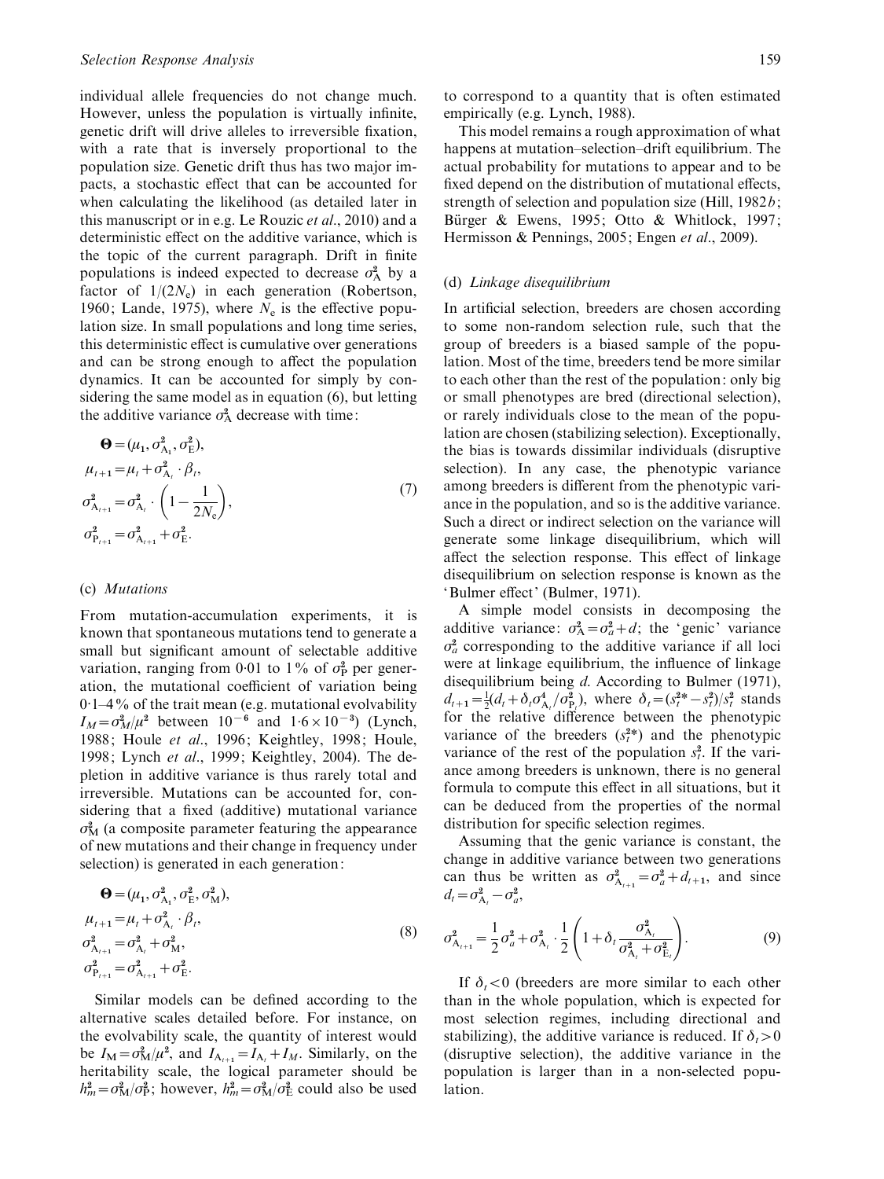individual allele frequencies do not change much. However, unless the population is virtually infinite, genetic drift will drive alleles to irreversible fixation, with a rate that is inversely proportional to the population size. Genetic drift thus has two major impacts, a stochastic effect that can be accounted for when calculating the likelihood (as detailed later in this manuscript or in e.g. Le Rouzic *et al.*, 2010) and a deterministic effect on the additive variance, which is the topic of the current paragraph. Drift in finite populations is indeed expected to decrease $\sigma_A^2$ by a factor of $1/(2N_e)$ in each generation (Robertson, 1960; Lande, 1975), where $N_e$ is the effective population size. In small populations and long time series, this deterministic effect is cumulative over generations and can be strong enough to affect the population dynamics. It can be accounted for simply by considering the same model as in equation (6), but letting the additive variance $\sigma_A^2$ decrease with time:

$$
\begin{aligned}
&\mathbf{\Theta} = (\mu_1, \sigma^2_{A_1}, \sigma^2_E),\\
&\mu_{t+1} = \mu_t + \sigma^2_{A_t} \cdot \beta_t,\\
&\sigma^2_{A_{t+1}} = \sigma^2_{A_t} \cdot \left(1 - \frac{1}{2N_e}\right),\\
&\sigma^2_{P_{t+1}} = \sigma^2_{A_{t+1}} + \sigma^2_E.
\end{aligned}
\tag{7}
$$

### (c) *Mutations*

From mutation-accumulation experiments, it is known that spontaneous mutations tend to generate a small but significant amount of selectable additive variation, ranging from 0·01 to 1% of $\sigma_P^2$ per generation, the mutational coefficient of variation being 0·1–4% of the trait mean (e.g. mutational evolvability $I_M = \sigma_M^2/\mu^2$ between $10^{-6}$ and $1{\cdot}6 \times 10^{-3}$) (Lynch, 1988; Houle *et al.*, 1996; Keightley, 1998; Houle, 1998; Lynch *et al.*, 1999; Keightley, 2004). The depletion in additive variance is thus rarely total and irreversible. Mutations can be accounted for, considering that a fixed (additive) mutational variance $\sigma_M^2$ (a composite parameter featuring the appearance of new mutations and their change in frequency under selection) is generated in each generation:

$$
\begin{aligned}
&\mathbf{\Theta} = (\mu_1, \sigma^2_{A_1}, \sigma^2_E, \sigma^2_M),\\
&\mu_{t+1} = \mu_t + \sigma^2_{A_t} \cdot \beta_t,\\
&\sigma^2_{A_{t+1}} = \sigma^2_{A_t} + \sigma^2_M,\\
&\sigma^2_{P_{t+1}} = \sigma^2_{A_{t+1}} + \sigma^2_E.
\end{aligned}
\tag{8}
$$

Similar models can be defined according to the alternative scales detailed before. For instance, on the evolvability scale, the quantity of interest would be $I_M = \sigma_M^2/\mu^2$, and $I_{A_{t+1}} = I_{A_t} + I_M$. Similarly, on the heritability scale, the logical parameter should be $h_m^2 = \sigma_M^2/\sigma_P^2$; however, $h_m^2 = \sigma_M^2/\sigma_E^2$ could also be used to correspond to a quantity that is often estimated empirically (e.g. Lynch, 1988).

This model remains a rough approximation of what happens at mutation–selection–drift equilibrium. The actual probability for mutations to appear and to be fixed depend on the distribution of mutational effects, strength of selection and population size (Hill, 1982*b*; Bürger & Ewens, 1995; Otto & Whitlock, 1997; Hermisson & Pennings, 2005; Engen *et al.*, 2009).

### (d) *Linkage disequilibrium*

In artificial selection, breeders are chosen according to some non-random selection rule, such that the group of breeders is a biased sample of the population. Most of the time, breeders tend be more similar to each other than the rest of the population: only big or small phenotypes are bred (directional selection), or rarely individuals close to the mean of the population are chosen (stabilizing selection). Exceptionally, the bias is towards dissimilar individuals (disruptive selection). In any case, the phenotypic variance among breeders is different from the phenotypic variance in the population, and so is the additive variance. Such a direct or indirect selection on the variance will generate some linkage disequilibrium, which will affect the selection response. This effect of linkage disequilibrium on selection response is known as the 'Bulmer effect' (Bulmer, 1971).

A simple model consists in decomposing the additive variance: $\sigma_A^2 = \sigma_a^2 + d$; the 'genic' variance $\sigma_a^2$ corresponding to the additive variance if all loci were at linkage equilibrium, the influence of linkage disequilibrium being $d$. According to Bulmer (1971), $d_{t+1} = \frac{1}{2}(d_t + \delta_t \sigma^4_{A_t}/\sigma^2_{P_t})$, where $\delta_t = (s_t^{2*} - s_t^2)/s_t^2$ stands for the relative difference between the phenotypic variance of the breeders ($s_t^{2*}$) and the phenotypic variance of the rest of the population $s_t^2$. If the variance among breeders is unknown, there is no general formula to compute this effect in all situations, but it can be deduced from the properties of the normal distribution for specific selection regimes.

Assuming that the genic variance is constant, the change in additive variance between two generations can thus be written as $\sigma^2_{A_{t+1}} = \sigma_a^2 + d_{t+1}$, and since $d_t = \sigma^2_{A_t} - \sigma_a^2$,

$$
\sigma^2_{A_{t+1}} = \frac{1}{2}\sigma_a^2 + \sigma^2_{A_t} \cdot \frac{1}{2}\left(1 + \delta_t \frac{\sigma^2_{A_t}}{\sigma^2_{A_t} + \sigma^2_{E_t}}\right).
\tag{9}
$$

If $\delta_t < 0$ (breeders are more similar to each other than in the whole population, which is expected for most selection regimes, including directional and stabilizing), the additive variance is reduced. If $\delta_t > 0$ (disruptive selection), the additive variance in the population is larger than in a non-selected population.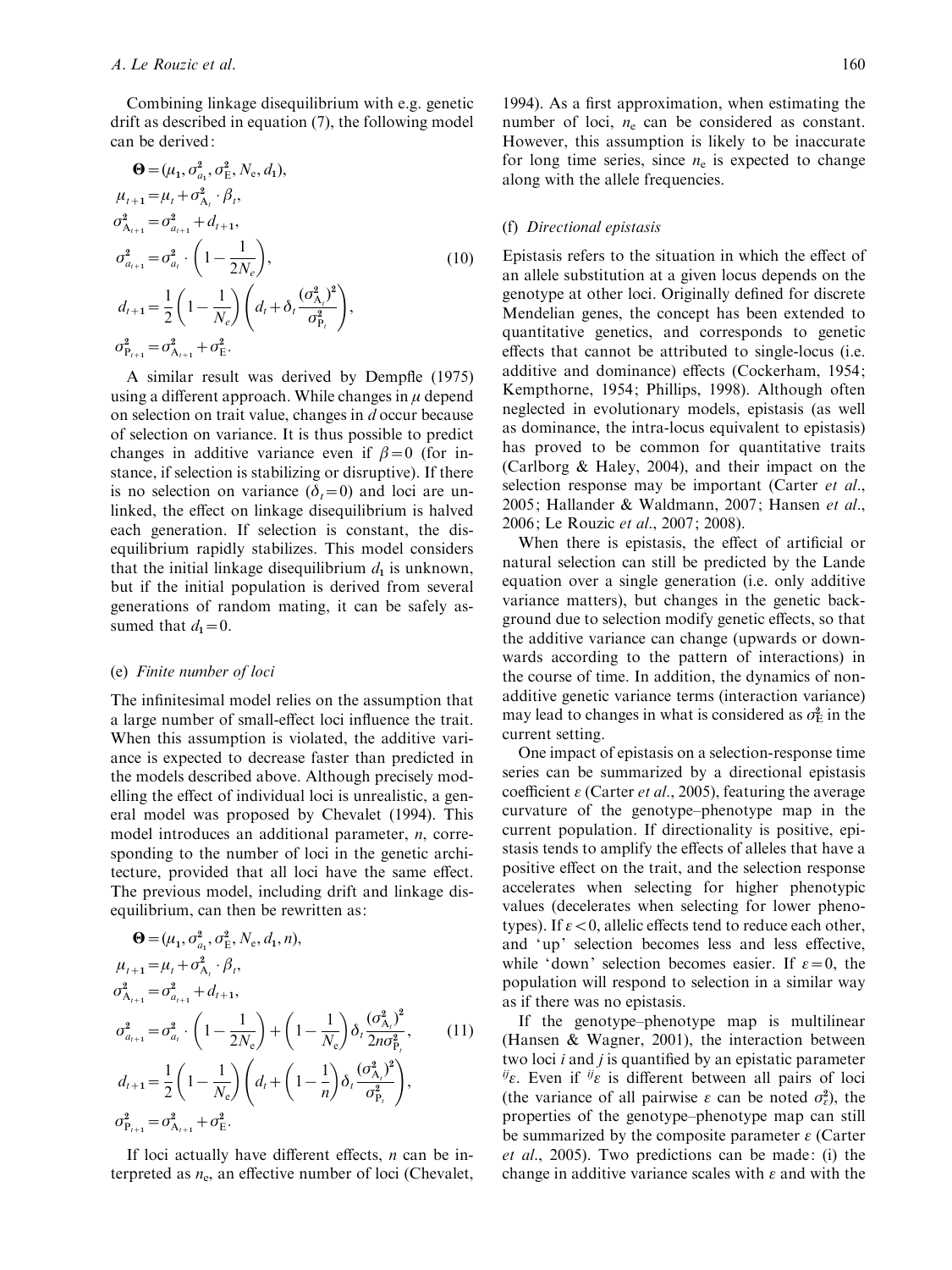Combining linkage disequilibrium with e.g. genetic drift as described in equation (7), the following model can be derived:

$$
\begin{aligned}
&\mathbf{\Theta} = (\mu_1, \sigma^2_{a_1}, \sigma^2_{\mathrm{E}}, N_{\mathrm{e}}, d_1),\\
&\mu_{t+1} = \mu_t + \sigma^2_{\mathrm{A}_t} \cdot \beta_t,\\
&\sigma^2_{\mathrm{A}_{t+1}} = \sigma^2_{a_{t+1}} + d_{t+1},\\
&\sigma^2_{a_{t+1}} = \sigma^2_{a_t} \cdot \left(1 - \frac{1}{2N_e}\right),\\
&d_{t+1} = \frac{1}{2}\left(1 - \frac{1}{N_e}\right)\left(d_t + \delta_t \frac{(\sigma^2_{\mathrm{A}_t})^2}{\sigma^2_{\mathrm{P}_t}}\right),\\
&\sigma^2_{\mathrm{P}_{t+1}} = \sigma^2_{\mathrm{A}_{t+1}} + \sigma^2_{\mathrm{E}}.
\end{aligned} \tag{10}
$$

A similar result was derived by Dempfle (1975) using a different approach. While changes in $\mu$ depend on selection on trait value, changes in $d$ occur because of selection on variance. It is thus possible to predict changes in additive variance even if $\beta = 0$ (for instance, if selection is stabilizing or disruptive). If there is no selection on variance ($\delta_t = 0$) and loci are unlinked, the effect on linkage disequilibrium is halved each generation. If selection is constant, the disequilibrium rapidly stabilizes. This model considers that the initial linkage disequilibrium $d_1$ is unknown, but if the initial population is derived from several generations of random mating, it can be safely assumed that $d_1 = 0$.

### (e) *Finite number of loci*

The infinitesimal model relies on the assumption that a large number of small-effect loci influence the trait. When this assumption is violated, the additive variance is expected to decrease faster than predicted in the models described above. Although precisely modelling the effect of individual loci is unrealistic, a general model was proposed by Chevalet (1994). This model introduces an additional parameter, $n$, corresponding to the number of loci in the genetic architecture, provided that all loci have the same effect. The previous model, including drift and linkage disequilibrium, can then be rewritten as:

$$
\begin{aligned}
&\mathbf{\Theta} = (\mu_1, \sigma^2_{a_1}, \sigma^2_{\mathrm{E}}, N_{\mathrm{e}}, d_1, n),\\
&\mu_{t+1} = \mu_t + \sigma^2_{\mathrm{A}_t} \cdot \beta_t,\\
&\sigma^2_{\mathrm{A}_{t+1}} = \sigma^2_{a_{t+1}} + d_{t+1},\\
&\sigma^2_{a_{t+1}} = \sigma^2_{a_t} \cdot \left(1 - \frac{1}{2N_{\mathrm{e}}}\right) + \left(1 - \frac{1}{N_{\mathrm{e}}}\right)\delta_t \frac{(\sigma^2_{\mathrm{A}_t})^2}{2n\sigma^2_{\mathrm{P}_t}},\\
&d_{t+1} = \frac{1}{2}\left(1 - \frac{1}{N_{\mathrm{e}}}\right)\left(d_t + \left(1 - \frac{1}{n}\right)\delta_t \frac{(\sigma^2_{\mathrm{A}_t})^2}{\sigma^2_{\mathrm{P}_t}}\right),\\
&\sigma^2_{\mathrm{P}_{t+1}} = \sigma^2_{\mathrm{A}_{t+1}} + \sigma^2_{\mathrm{E}}.
\end{aligned} \tag{11}
$$

If loci actually have different effects, $n$ can be interpreted as $n_{\mathrm{e}}$, an effective number of loci (Chevalet, 1994). As a first approximation, when estimating the number of loci, $n_{\mathrm{e}}$ can be considered as constant. However, this assumption is likely to be inaccurate for long time series, since $n_{\mathrm{e}}$ is expected to change along with the allele frequencies.

### (f) *Directional epistasis*

Epistasis refers to the situation in which the effect of an allele substitution at a given locus depends on the genotype at other loci. Originally defined for discrete Mendelian genes, the concept has been extended to quantitative genetics, and corresponds to genetic effects that cannot be attributed to single-locus (i.e. additive and dominance) effects (Cockerham, 1954; Kempthorne, 1954; Phillips, 1998). Although often neglected in evolutionary models, epistasis (as well as dominance, the intra-locus equivalent to epistasis) has proved to be common for quantitative traits (Carlborg & Haley, 2004), and their impact on the selection response may be important (Carter *et al.*, 2005; Hallander & Waldmann, 2007; Hansen *et al.*, 2006; Le Rouzic *et al.*, 2007; 2008).

When there is epistasis, the effect of artificial or natural selection can still be predicted by the Lande equation over a single generation (i.e. only additive variance matters), but changes in the genetic background due to selection modify genetic effects, so that the additive variance can change (upwards or downwards according to the pattern of interactions) in the course of time. In addition, the dynamics of non-additive genetic variance terms (interaction variance) may lead to changes in what is considered as $\sigma^2_{\mathrm{E}}$ in the current setting.

One impact of epistasis on a selection-response time series can be summarized by a directional epistasis coefficient $\varepsilon$ (Carter *et al.*, 2005), featuring the average curvature of the genotype–phenotype map in the current population. If directionality is positive, epistasis tends to amplify the effects of alleles that have a positive effect on the trait, and the selection response accelerates when selecting for higher phenotypic values (decelerates when selecting for lower phenotypes). If $\varepsilon < 0$, allelic effects tend to reduce each other, and 'up' selection becomes less and less effective, while 'down' selection becomes easier. If $\varepsilon = 0$, the population will respond to selection in a similar way as if there was no epistasis.

If the genotype–phenotype map is multilinear (Hansen & Wagner, 2001), the interaction between two loci $i$ and $j$ is quantified by an epistatic parameter ${}^{ij}\varepsilon$. Even if ${}^{ij}\varepsilon$ is different between all pairs of loci (the variance of all pairwise $\varepsilon$ can be noted $\sigma^2_{\varepsilon}$), the properties of the genotype–phenotype map can still be summarized by the composite parameter $\varepsilon$ (Carter *et al.*, 2005). Two predictions can be made: (i) the change in additive variance scales with $\varepsilon$ and with the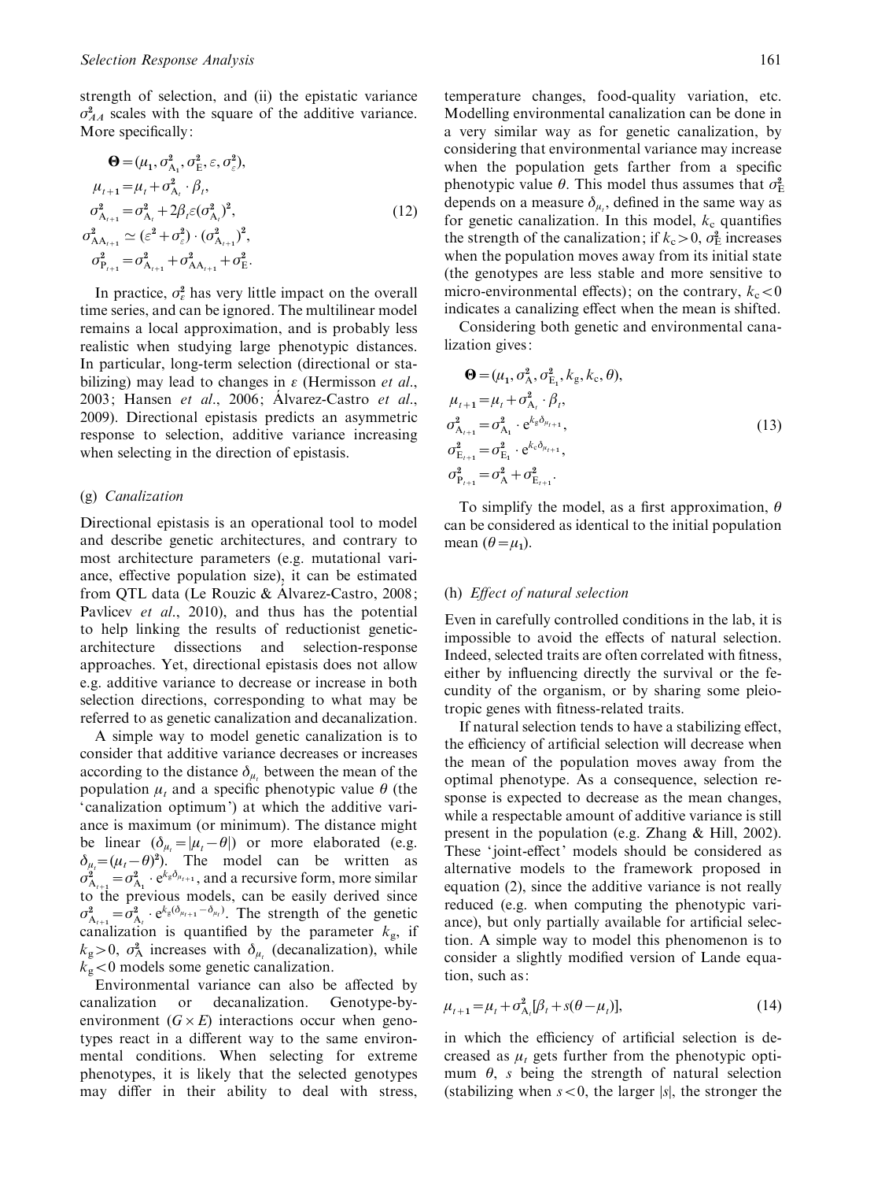strength of selection, and (ii) the epistatic variance $\sigma^2_{AA}$ scales with the square of the additive variance. More specifically:

$$
\begin{aligned}
&\mathbf{\Theta} = (\mu_1, \sigma^2_{A_1}, \sigma^2_E, \varepsilon, \sigma^2_\varepsilon),\\
&\mu_{t+1} = \mu_t + \sigma^2_{A_t} \cdot \beta_t,\\
&\sigma^2_{A_{t+1}} = \sigma^2_{A_t} + 2\beta_t \varepsilon (\sigma^2_{A_t})^2,\\
&\sigma^2_{AA_{t+1}} \simeq (\varepsilon^2 + \sigma^2_\varepsilon) \cdot (\sigma^2_{A_{t+1}})^2,\\
&\sigma^2_{P_{t+1}} = \sigma^2_{A_{t+1}} + \sigma^2_{AA_{t+1}} + \sigma^2_E.
\end{aligned}
\tag{12}
$$

In practice, $\sigma^2_\varepsilon$ has very little impact on the overall time series, and can be ignored. The multilinear model remains a local approximation, and is probably less realistic when studying large phenotypic distances. In particular, long-term selection (directional or stabilizing) may lead to changes in $\varepsilon$ (Hermisson *et al.*, 2003; Hansen *et al.*, 2006; Álvarez-Castro *et al.*, 2009). Directional epistasis predicts an asymmetric response to selection, additive variance increasing when selecting in the direction of epistasis.

### (g) *Canalization*

Directional epistasis is an operational tool to model and describe genetic architectures, and contrary to most architecture parameters (e.g. mutational variance, effective population size), it can be estimated from QTL data (Le Rouzic & Álvarez-Castro, 2008; Pavlicev *et al.*, 2010), and thus has the potential to help linking the results of reductionist genetic-architecture dissections and selection-response approaches. Yet, directional epistasis does not allow e.g. additive variance to decrease or increase in both selection directions, corresponding to what may be referred to as genetic canalization and decanalization.

A simple way to model genetic canalization is to consider that additive variance decreases or increases according to the distance $\delta_{\mu_t}$ between the mean of the population $\mu_t$ and a specific phenotypic value $\theta$ (the 'canalization optimum') at which the additive variance is maximum (or minimum). The distance might be linear ($\delta_{\mu_t} = |\mu_t - \theta|$) or more elaborated (e.g. $\delta_{\mu_t} = (\mu_t - \theta)^2$). The model can be written as $\sigma^2_{A_{t+1}} = \sigma^2_{A_1} \cdot e^{k_g \delta_{\mu_{t+1}}}$, and a recursive form, more similar to the previous models, can be easily derived since $\sigma^2_{A_{t+1}} = \sigma^2_{A_t} \cdot e^{k_g(\delta_{\mu_{t+1}} - \delta_{\mu_t})}$. The strength of the genetic canalization is quantified by the parameter $k_g$, if $k_g > 0$, $\sigma^2_A$ increases with $\delta_{\mu_t}$ (decanalization), while $k_g < 0$ models some genetic canalization.

Environmental variance can also be affected by canalization or decanalization. Genotype-by-environment ($G \times E$) interactions occur when genotypes react in a different way to the same environmental conditions. When selecting for extreme phenotypes, it is likely that the selected genotypes may differ in their ability to deal with stress, temperature changes, food-quality variation, etc. Modelling environmental canalization can be done in a very similar way as for genetic canalization, by considering that environmental variance may increase when the population gets farther from a specific phenotypic value $\theta$. This model thus assumes that $\sigma^2_E$ depends on a measure $\delta_{\mu_t}$, defined in the same way as for genetic canalization. In this model, $k_c$ quantifies the strength of the canalization; if $k_c > 0$, $\sigma^2_E$ increases when the population moves away from its initial state (the genotypes are less stable and more sensitive to micro-environmental effects); on the contrary, $k_c < 0$ indicates a canalizing effect when the mean is shifted.

Considering both genetic and environmental canalization gives:

$$
\begin{aligned}
&\mathbf{\Theta} = (\mu_1, \sigma^2_A, \sigma^2_{E_1}, k_g, k_c, \theta),\\
&\mu_{t+1} = \mu_t + \sigma^2_{A_t} \cdot \beta_t,\\
&\sigma^2_{A_{t+1}} = \sigma^2_{A_1} \cdot e^{k_g \delta_{\mu_{t+1}}},\\
&\sigma^2_{E_{t+1}} = \sigma^2_{E_1} \cdot e^{k_c \delta_{\mu_{t+1}}},\\
&\sigma^2_{P_{t+1}} = \sigma^2_A + \sigma^2_{E_{t+1}}.
\end{aligned}
\tag{13}
$$

To simplify the model, as a first approximation, $\theta$ can be considered as identical to the initial population mean ($\theta = \mu_1$).

### (h) *Effect of natural selection*

Even in carefully controlled conditions in the lab, it is impossible to avoid the effects of natural selection. Indeed, selected traits are often correlated with fitness, either by influencing directly the survival or the fecundity of the organism, or by sharing some pleiotropic genes with fitness-related traits.

If natural selection tends to have a stabilizing effect, the efficiency of artificial selection will decrease when the mean of the population moves away from the optimal phenotype. As a consequence, selection response is expected to decrease as the mean changes, while a respectable amount of additive variance is still present in the population (e.g. Zhang & Hill, 2002). These 'joint-effect' models should be considered as alternative models to the framework proposed in equation (2), since the additive variance is not really reduced (e.g. when computing the phenotypic variance), but only partially available for artificial selection. A simple way to model this phenomenon is to consider a slightly modified version of Lande equation, such as:

$$
\mu_{t+1} = \mu_t + \sigma^2_{A_t}[\beta_t + s(\theta - \mu_t)],
\tag{14}
$$

in which the efficiency of artificial selection is decreased as $\mu_t$ gets further from the phenotypic optimum $\theta$, $s$ being the strength of natural selection (stabilizing when $s < 0$, the larger $|s|$, the stronger the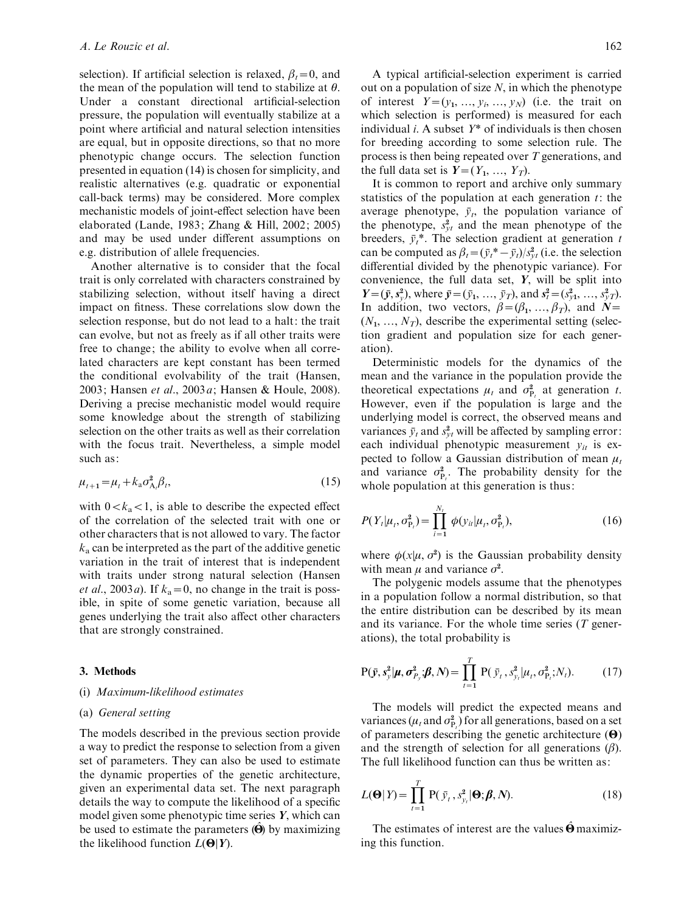selection). If artificial selection is relaxed, $\beta_t = 0$, and the mean of the population will tend to stabilize at $\theta$. Under a constant directional artificial-selection pressure, the population will eventually stabilize at a point where artificial and natural selection intensities are equal, but in opposite directions, so that no more phenotypic change occurs. The selection function presented in equation (14) is chosen for simplicity, and realistic alternatives (e.g. quadratic or exponential call-back terms) may be considered. More complex mechanistic models of joint-effect selection have been elaborated (Lande, 1983; Zhang & Hill, 2002; 2005) and may be used under different assumptions on e.g. distribution of allele frequencies.

Another alternative is to consider that the focal trait is only correlated with characters constrained by stabilizing selection, without itself having a direct impact on fitness. These correlations slow down the selection response, but do not lead to a halt: the trait can evolve, but not as freely as if all other traits were free to change; the ability to evolve when all correlated characters are kept constant has been termed the conditional evolvability of the trait (Hansen, 2003; Hansen *et al.*, 2003*a*; Hansen & Houle, 2008). Deriving a precise mechanistic model would require some knowledge about the strength of stabilizing selection on the other traits as well as their correlation with the focus trait. Nevertheless, a simple model such as:

$$\mu_{t+1} = \mu_t + k_a \sigma^2_{A_t} \beta_t, \tag{15}$$

with $0 < k_a < 1$, is able to describe the expected effect of the correlation of the selected trait with one or other characters that is not allowed to vary. The factor $k_a$ can be interpreted as the part of the additive genetic variation in the trait of interest that is independent with traits under strong natural selection (Hansen *et al.*, 2003*a*). If $k_a = 0$, no change in the trait is possible, in spite of some genetic variation, because all genes underlying the trait also affect other characters that are strongly constrained.

## 3. Methods

### (i) *Maximum-likelihood estimates*

### (a) *General setting*

The models described in the previous section provide a way to predict the response to selection from a given set of parameters. They can also be used to estimate the dynamic properties of the genetic architecture, given an experimental data set. The next paragraph details the way to compute the likelihood of a specific model given some phenotypic time series $\boldsymbol{Y}$, which can be used to estimate the parameters ($\hat{\boldsymbol{\Theta}}$) by maximizing the likelihood function $L(\boldsymbol{\Theta}|\boldsymbol{Y})$.

A typical artificial-selection experiment is carried out on a population of size $N$, in which the phenotype of interest $Y = (y_1, \ldots, y_i, \ldots, y_N)$ (i.e. the trait on which selection is performed) is measured for each individual $i$. A subset $Y^*$ of individuals is then chosen for breeding according to some selection rule. The process is then being repeated over $T$ generations, and the full data set is $\boldsymbol{Y} = (Y_1, \ldots, Y_T)$.

It is common to report and archive only summary statistics of the population at each generation $t$: the average phenotype, $\bar{y}_t$, the population variance of the phenotype, $s^2_{yt}$ and the mean phenotype of the breeders, $\bar{y}_t^*$. The selection gradient at generation $t$ can be computed as $\beta_t = (\bar{y}_t^* - \bar{y}_t)/s^2_{yt}$ (i.e. the selection differential divided by the phenotypic variance). For convenience, the full data set, $\boldsymbol{Y}$, will be split into $\boldsymbol{Y} = (\bar{\boldsymbol{y}}, \boldsymbol{s}^2_y)$, where $\bar{\boldsymbol{y}} = (\bar{y}_1, \ldots, \bar{y}_T)$, and $\boldsymbol{s}^2_t = (s^2_{y1}, \ldots, s^2_{yT})$. In addition, two vectors, $\beta = (\beta_1, \ldots, \beta_T)$, and $\boldsymbol{N} = (N_1, \ldots, N_T)$, describe the experimental setting (selection gradient and population size for each generation).

Deterministic models for the dynamics of the mean and the variance in the population provide the theoretical expectations $\mu_t$ and $\sigma^2_{P_t}$ at generation $t$. However, even if the population is large and the underlying model is correct, the observed means and variances $\bar{y}_t$ and $s^2_{yt}$ will be affected by sampling error: each individual phenotypic measurement $y_{it}$ is expected to follow a Gaussian distribution of mean $\mu_t$ and variance $\sigma^2_{P_t}$. The probability density for the whole population at this generation is thus:

$$P(Y_t|\mu_t, \sigma^2_{P_t}) = \prod_{i=1}^{N_t} \phi(y_{it}|\mu_t, \sigma^2_{P_t}), \tag{16}$$

where $\phi(x|\mu, \sigma^2)$ is the Gaussian probability density with mean $\mu$ and variance $\sigma^2$.

The polygenic models assume that the phenotypes in a population follow a normal distribution, so that the entire distribution can be described by its mean and its variance. For the whole time series ($T$ generations), the total probability is

$$\mathrm{P}(\bar{\boldsymbol{y}}, \boldsymbol{s}^2_y|\boldsymbol{\mu}, \boldsymbol{\sigma}^2_{P_y}; \boldsymbol{\beta}, \boldsymbol{N}) = \prod_{t=1}^{T} \mathrm{P}(\bar{y}_t, s^2_{y_t}|\mu_t, \sigma^2_{P_t}; N_t). \tag{17}$$

The models will predict the expected means and variances ($\mu_t$ and $\sigma^2_{P_t}$) for all generations, based on a set of parameters describing the genetic architecture ($\boldsymbol{\Theta}$) and the strength of selection for all generations ($\beta$). The full likelihood function can thus be written as:

$$L(\boldsymbol{\Theta}|Y) = \prod_{t=1}^{T} \mathrm{P}(\bar{y}_t, s^2_{y_t}|\boldsymbol{\Theta}; \boldsymbol{\beta}, \boldsymbol{N}). \tag{18}$$

The estimates of interest are the values $\hat{\boldsymbol{\Theta}}$ maximizing this function.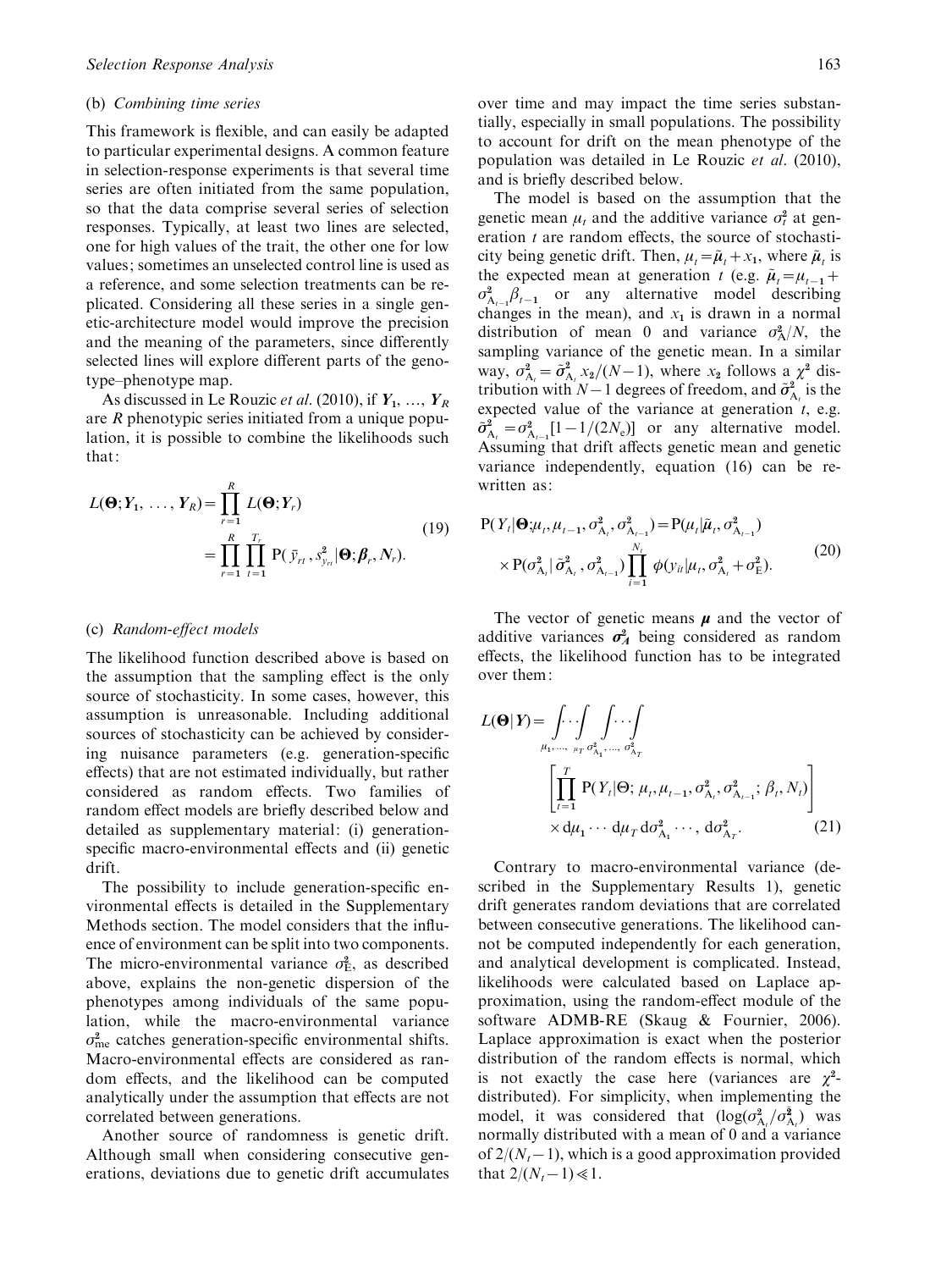### (b) *Combining time series*

This framework is flexible, and can easily be adapted to particular experimental designs. A common feature in selection-response experiments is that several time series are often initiated from the same population, so that the data comprise several series of selection responses. Typically, at least two lines are selected, one for high values of the trait, the other one for low values; sometimes an unselected control line is used as a reference, and some selection treatments can be replicated. Considering all these series in a single genetic-architecture model would improve the precision and the meaning of the parameters, since differently selected lines will explore different parts of the genotype–phenotype map.

As discussed in Le Rouzic *et al.* (2010), if $\boldsymbol{Y}_1, \ldots, \boldsymbol{Y}_R$ are $R$ phenotypic series initiated from a unique population, it is possible to combine the likelihoods such that:

$$L(\boldsymbol{\Theta}; \boldsymbol{Y}_1, \ldots, \boldsymbol{Y}_R) = \prod_{r=1}^{R} L(\boldsymbol{\Theta}; \boldsymbol{Y}_r) = \prod_{r=1}^{R} \prod_{t=1}^{T_r} \mathrm{P}(\bar{y}_{rt}, s^2_{y_{rt}} | \boldsymbol{\Theta}; \boldsymbol{\beta}_r, \boldsymbol{N}_r). \tag{19}$$

### (c) *Random-effect models*

The likelihood function described above is based on the assumption that the sampling effect is the only source of stochasticity. In some cases, however, this assumption is unreasonable. Including additional sources of stochasticity can be achieved by considering nuisance parameters (e.g. generation-specific effects) that are not estimated individually, but rather considered as random effects. Two families of random effect models are briefly described below and detailed as supplementary material: (i) generation-specific macro-environmental effects and (ii) genetic drift.

The possibility to include generation-specific environmental effects is detailed in the Supplementary Methods section. The model considers that the influence of environment can be split into two components. The micro-environmental variance $\sigma^2_{\mathrm{E}}$, as described above, explains the non-genetic dispersion of the phenotypes among individuals of the same population, while the macro-environmental variance $\sigma^2_{\mathrm{me}}$ catches generation-specific environmental shifts. Macro-environmental effects are considered as random effects, and the likelihood can be computed analytically under the assumption that effects are not correlated between generations.

Another source of randomness is genetic drift. Although small when considering consecutive generations, deviations due to genetic drift accumulates over time and may impact the time series substantially, especially in small populations. The possibility to account for drift on the mean phenotype of the population was detailed in Le Rouzic *et al.* (2010), and is briefly described below.

The model is based on the assumption that the genetic mean $\mu_t$ and the additive variance $\sigma^2_t$ at generation $t$ are random effects, the source of stochasticity being genetic drift. Then, $\mu_t = \tilde{\mu}_t + x_1$, where $\tilde{\mu}_t$ is the expected mean at generation $t$ (e.g. $\tilde{\mu}_t = \mu_{t-1} + \sigma^2_{\mathrm{A}_{t-1}} \beta_{t-1}$ or any alternative model describing changes in the mean), and $x_1$ is drawn in a normal distribution of mean 0 and variance $\sigma^2_{\mathrm{A}}/N$, the sampling variance of the genetic mean. In a similar way, $\sigma^2_{\mathrm{A}_t} = \tilde{\sigma}^2_{\mathrm{A}_t} x_2/(N-1)$, where $x_2$ follows a $\chi^2$ distribution with $N-1$ degrees of freedom, and $\tilde{\sigma}^2_{\mathrm{A}_t}$ is the expected value of the variance at generation $t$, e.g. $\tilde{\sigma}^2_{\mathrm{A}_t} = \sigma^2_{\mathrm{A}_{t-1}}[1 - 1/(2N_{\mathrm{e}})]$ or any alternative model. Assuming that drift affects genetic mean and genetic variance independently, equation (16) can be rewritten as:

$$\mathrm{P}(Y_t | \boldsymbol{\Theta}; \mu_t, \mu_{t-1}, \sigma^2_{\mathrm{A}_t}, \sigma^2_{\mathrm{A}_{t-1}}) = \mathrm{P}(\mu_t | \tilde{\mu}_t, \sigma^2_{\mathrm{A}_{t-1}}) \times \mathrm{P}(\sigma^2_{\mathrm{A}_t} | \tilde{\sigma}^2_{\mathrm{A}_t}, \sigma^2_{\mathrm{A}_{t-1}}) \prod_{i=1}^{N_t} \phi(y_{it} | \mu_t, \sigma^2_{\mathrm{A}_t} + \sigma^2_{\mathrm{E}}). \tag{20}$$

The vector of genetic means $\boldsymbol{\mu}$ and the vector of additive variances $\boldsymbol{\sigma^2_A}$ being considered as random effects, the likelihood function has to be integrated over them:

$$L(\boldsymbol{\Theta} | \boldsymbol{Y}) = \underset{\mu_1, \ldots, \mu_T}{\int \cdots \int} \; \underset{\sigma^2_{\mathrm{A}_1}, \ldots, \sigma^2_{\mathrm{A}_T}}{\int \cdots \int} \left[ \prod_{t=1}^{T} \mathrm{P}(Y_t | \Theta; \mu_t, \mu_{t-1}, \sigma^2_{\mathrm{A}_t}, \sigma^2_{\mathrm{A}_{t-1}}; \beta_t, N_t) \right] \times \mathrm{d}\mu_1 \cdots \mathrm{d}\mu_T \, \mathrm{d}\sigma^2_{\mathrm{A}_1} \cdots, \mathrm{d}\sigma^2_{\mathrm{A}_T}. \tag{21}$$

Contrary to macro-environmental variance (described in the Supplementary Results 1), genetic drift generates random deviations that are correlated between consecutive generations. The likelihood cannot be computed independently for each generation, and analytical development is complicated. Instead, likelihoods were calculated based on Laplace approximation, using the random-effect module of the software ADMB-RE (Skaug & Fournier, 2006). Laplace approximation is exact when the posterior distribution of the random effects is normal, which is not exactly the case here (variances are $\chi^2$-distributed). For simplicity, when implementing the model, it was considered that $(\log(\sigma^2_{\mathrm{A}_t}/\tilde{\sigma}^2_{\mathrm{A}_t})$ was normally distributed with a mean of 0 and a variance of $2/(N_t - 1)$, which is a good approximation provided that $2/(N_t - 1) \ll 1$.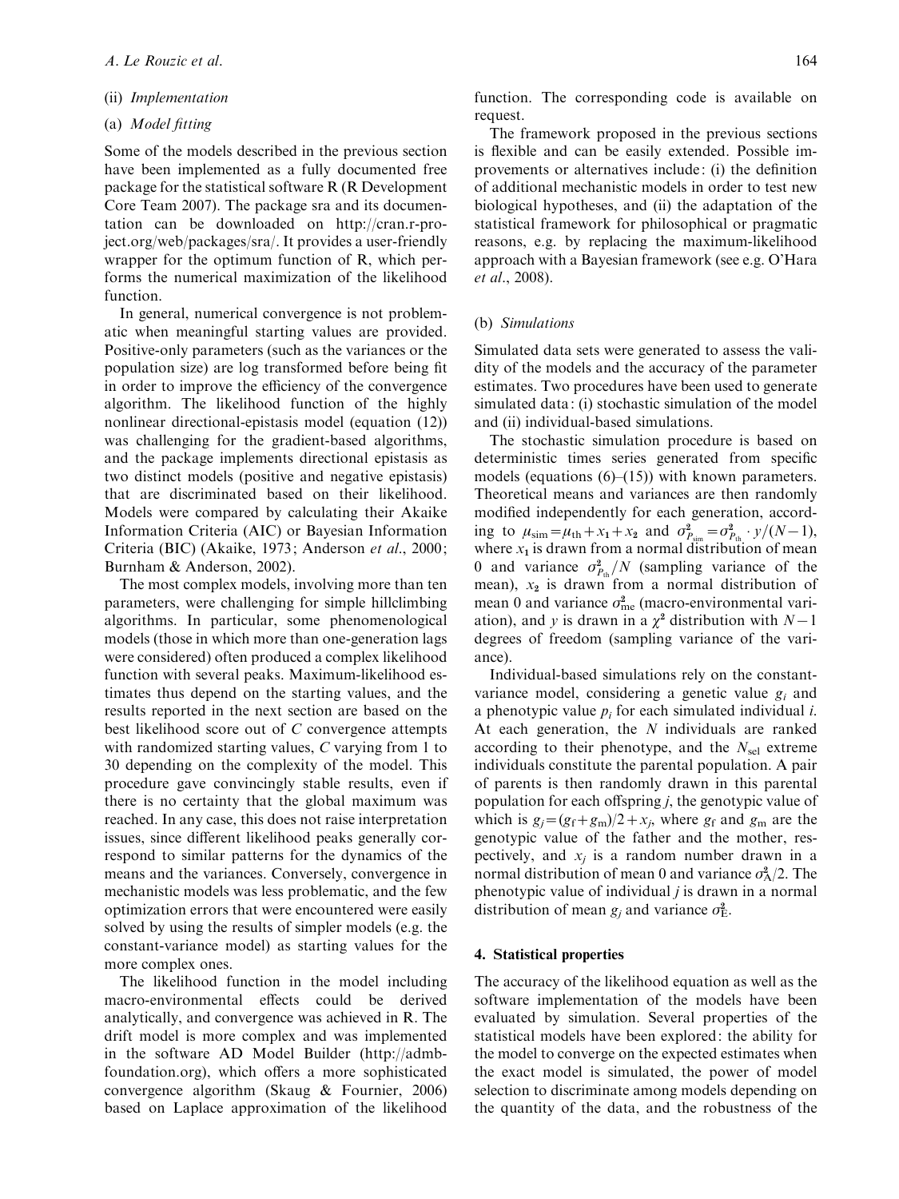### (ii) *Implementation*

#### (a) *Model fitting*

Some of the models described in the previous section have been implemented as a fully documented free package for the statistical software R (R Development Core Team 2007). The package sra and its documentation can be downloaded on http://cran.r-project.org/web/packages/sra/. It provides a user-friendly wrapper for the optimum function of R, which performs the numerical maximization of the likelihood function.

In general, numerical convergence is not problematic when meaningful starting values are provided. Positive-only parameters (such as the variances or the population size) are log transformed before being fit in order to improve the efficiency of the convergence algorithm. The likelihood function of the highly nonlinear directional-epistasis model (equation (12)) was challenging for the gradient-based algorithms, and the package implements directional epistasis as two distinct models (positive and negative epistasis) that are discriminated based on their likelihood. Models were compared by calculating their Akaike Information Criteria (AIC) or Bayesian Information Criteria (BIC) (Akaike, 1973; Anderson *et al*., 2000; Burnham & Anderson, 2002).

The most complex models, involving more than ten parameters, were challenging for simple hillclimbing algorithms. In particular, some phenomenological models (those in which more than one-generation lags were considered) often produced a complex likelihood function with several peaks. Maximum-likelihood estimates thus depend on the starting values, and the results reported in the next section are based on the best likelihood score out of $C$ convergence attempts with randomized starting values, $C$ varying from 1 to 30 depending on the complexity of the model. This procedure gave convincingly stable results, even if there is no certainty that the global maximum was reached. In any case, this does not raise interpretation issues, since different likelihood peaks generally correspond to similar patterns for the dynamics of the means and the variances. Conversely, convergence in mechanistic models was less problematic, and the few optimization errors that were encountered were easily solved by using the results of simpler models (e.g. the constant-variance model) as starting values for the more complex ones.

The likelihood function in the model including macro-environmental effects could be derived analytically, and convergence was achieved in R. The drift model is more complex and was implemented in the software AD Model Builder (http://admb-foundation.org), which offers a more sophisticated convergence algorithm (Skaug & Fournier, 2006) based on Laplace approximation of the likelihood function. The corresponding code is available on request.

The framework proposed in the previous sections is flexible and can be easily extended. Possible improvements or alternatives include: (i) the definition of additional mechanistic models in order to test new biological hypotheses, and (ii) the adaptation of the statistical framework for philosophical or pragmatic reasons, e.g. by replacing the maximum-likelihood approach with a Bayesian framework (see e.g. O'Hara *et al*., 2008).

#### (b) *Simulations*

Simulated data sets were generated to assess the validity of the models and the accuracy of the parameter estimates. Two procedures have been used to generate simulated data: (i) stochastic simulation of the model and (ii) individual-based simulations.

The stochastic simulation procedure is based on deterministic times series generated from specific models (equations (6)–(15)) with known parameters. Theoretical means and variances are then randomly modified independently for each generation, according to $\mu_{\text{sim}} = \mu_{\text{th}} + x_1 + x_2$ and $\sigma^2_{P_{\text{sim}}} = \sigma^2_{P_{\text{th}}} \cdot y/(N-1)$, where $x_1$ is drawn from a normal distribution of mean 0 and variance $\sigma^2_{P_{\text{th}}}/N$ (sampling variance of the mean), $x_2$ is drawn from a normal distribution of mean 0 and variance $\sigma^2_{\text{me}}$ (macro-environmental variation), and $y$ is drawn in a $\chi^2$ distribution with $N-1$ degrees of freedom (sampling variance of the variance).

Individual-based simulations rely on the constant-variance model, considering a genetic value $g_i$ and a phenotypic value $p_i$ for each simulated individual $i$. At each generation, the $N$ individuals are ranked according to their phenotype, and the $N_{\text{sel}}$ extreme individuals constitute the parental population. A pair of parents is then randomly drawn in this parental population for each offspring $j$, the genotypic value of which is $g_j = (g_{\text{f}} + g_{\text{m}})/2 + x_j$, where $g_{\text{f}}$ and $g_{\text{m}}$ are the genotypic value of the father and the mother, respectively, and $x_j$ is a random number drawn in a normal distribution of mean 0 and variance $\sigma^2_{\text{A}}/2$. The phenotypic value of individual $j$ is drawn in a normal distribution of mean $g_j$ and variance $\sigma^2_{\text{E}}$.

## 4. Statistical properties

The accuracy of the likelihood equation as well as the software implementation of the models have been evaluated by simulation. Several properties of the statistical models have been explored: the ability for the model to converge on the expected estimates when the exact model is simulated, the power of model selection to discriminate among models depending on the quantity of the data, and the robustness of the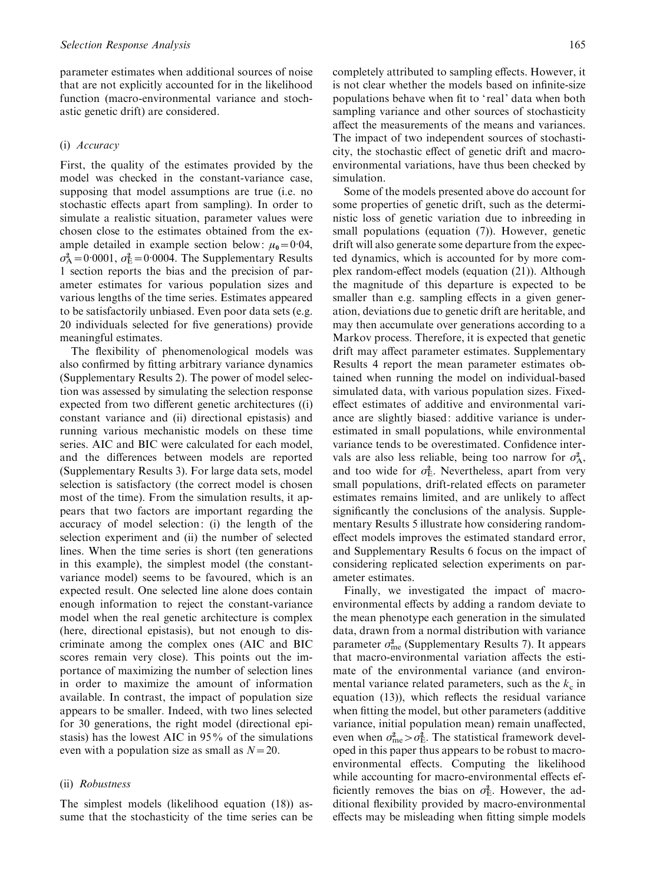parameter estimates when additional sources of noise that are not explicitly accounted for in the likelihood function (macro-environmental variance and stochastic genetic drift) are considered.

### (i) *Accuracy*

First, the quality of the estimates provided by the model was checked in the constant-variance case, supposing that model assumptions are true (i.e. no stochastic effects apart from sampling). In order to simulate a realistic situation, parameter values were chosen close to the estimates obtained from the example detailed in example section below: $\mu_0 = 0{\cdot}04$, $\sigma^2_A = 0{\cdot}0001$, $\sigma^2_E = 0{\cdot}0004$. The Supplementary Results 1 section reports the bias and the precision of parameter estimates for various population sizes and various lengths of the time series. Estimates appeared to be satisfactorily unbiased. Even poor data sets (e.g. 20 individuals selected for five generations) provide meaningful estimates.

The flexibility of phenomenological models was also confirmed by fitting arbitrary variance dynamics (Supplementary Results 2). The power of model selection was assessed by simulating the selection response expected from two different genetic architectures ((i) constant variance and (ii) directional epistasis) and running various mechanistic models on these time series. AIC and BIC were calculated for each model, and the differences between models are reported (Supplementary Results 3). For large data sets, model selection is satisfactory (the correct model is chosen most of the time). From the simulation results, it appears that two factors are important regarding the accuracy of model selection: (i) the length of the selection experiment and (ii) the number of selected lines. When the time series is short (ten generations in this example), the simplest model (the constant-variance model) seems to be favoured, which is an expected result. One selected line alone does contain enough information to reject the constant-variance model when the real genetic architecture is complex (here, directional epistasis), but not enough to discriminate among the complex ones (AIC and BIC scores remain very close). This points out the importance of maximizing the number of selection lines in order to maximize the amount of information available. In contrast, the impact of population size appears to be smaller. Indeed, with two lines selected for 30 generations, the right model (directional epistasis) has the lowest AIC in 95% of the simulations even with a population size as small as $N = 20$.

### (ii) *Robustness*

The simplest models (likelihood equation (18)) assume that the stochasticity of the time series can be completely attributed to sampling effects. However, it is not clear whether the models based on infinite-size populations behave when fit to 'real' data when both sampling variance and other sources of stochasticity affect the measurements of the means and variances. The impact of two independent sources of stochasticity, the stochastic effect of genetic drift and macro-environmental variations, have thus been checked by simulation.

Some of the models presented above do account for some properties of genetic drift, such as the deterministic loss of genetic variation due to inbreeding in small populations (equation (7)). However, genetic drift will also generate some departure from the expected dynamics, which is accounted for by more complex random-effect models (equation (21)). Although the magnitude of this departure is expected to be smaller than e.g. sampling effects in a given generation, deviations due to genetic drift are heritable, and may then accumulate over generations according to a Markov process. Therefore, it is expected that genetic drift may affect parameter estimates. Supplementary Results 4 report the mean parameter estimates obtained when running the model on individual-based simulated data, with various population sizes. Fixed-effect estimates of additive and environmental variance are slightly biased: additive variance is underestimated in small populations, while environmental variance tends to be overestimated. Confidence intervals are also less reliable, being too narrow for $\sigma^2_A$, and too wide for $\sigma^2_E$. Nevertheless, apart from very small populations, drift-related effects on parameter estimates remains limited, and are unlikely to affect significantly the conclusions of the analysis. Supplementary Results 5 illustrate how considering random-effect models improves the estimated standard error, and Supplementary Results 6 focus on the impact of considering replicated selection experiments on parameter estimates.

Finally, we investigated the impact of macro-environmental effects by adding a random deviate to the mean phenotype each generation in the simulated data, drawn from a normal distribution with variance parameter $\sigma^2_{\text{me}}$ (Supplementary Results 7). It appears that macro-environmental variation affects the estimate of the environmental variance (and environmental variance related parameters, such as the $k_c$ in equation (13)), which reflects the residual variance when fitting the model, but other parameters (additive variance, initial population mean) remain unaffected, even when $\sigma^2_{\text{me}} > \sigma^2_E$. The statistical framework developed in this paper thus appears to be robust to macro-environmental effects. Computing the likelihood while accounting for macro-environmental effects efficiently removes the bias on $\sigma^2_E$. However, the additional flexibility provided by macro-environmental effects may be misleading when fitting simple models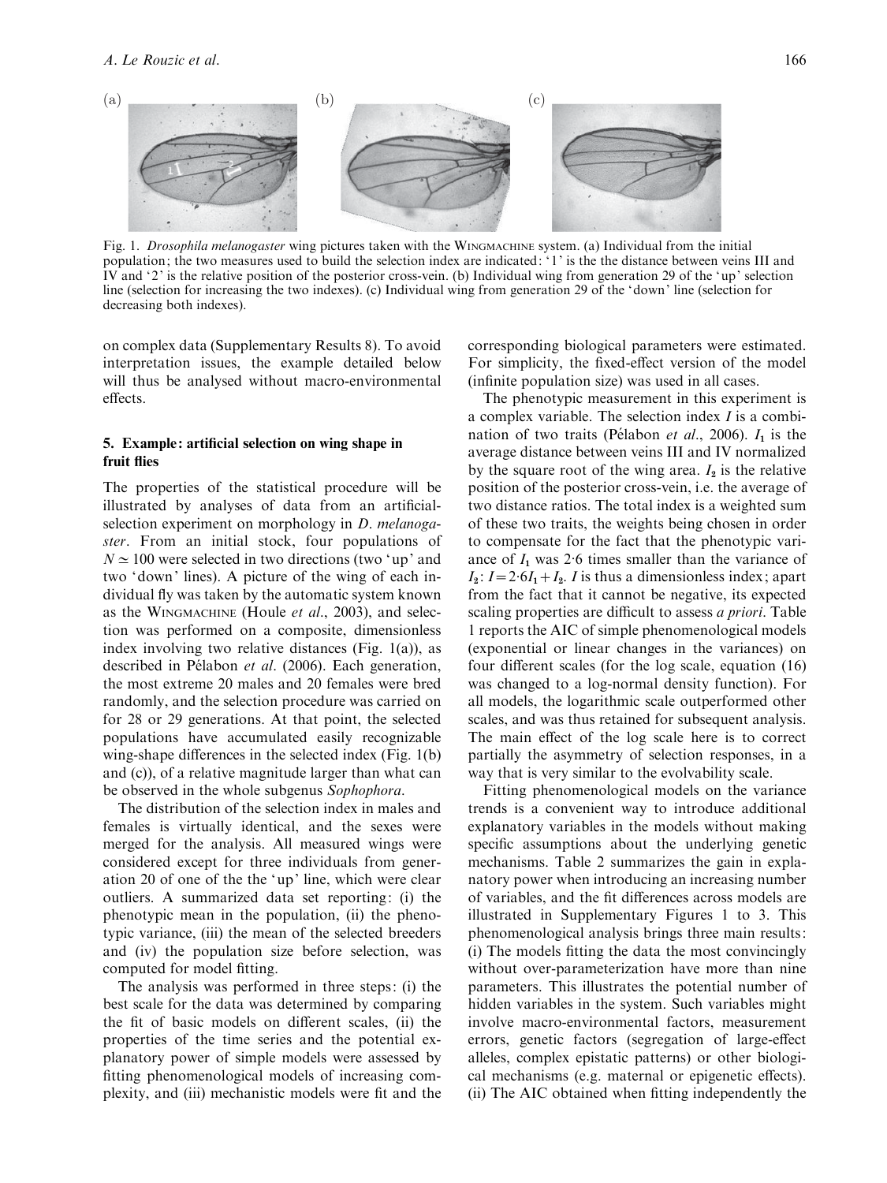Fig. 1. *Drosophila melanogaster* wing pictures taken with the WINGMACHINE system. (a) Individual from the initial population; the two measures used to build the selection index are indicated: '1' is the the distance between veins III and IV and '2' is the relative position of the posterior cross-vein. (b) Individual wing from generation 29 of the 'up' selection line (selection for increasing the two indexes). (c) Individual wing from generation 29 of the 'down' line (selection for decreasing both indexes).

on complex data (Supplementary Results 8). To avoid interpretation issues, the example detailed below will thus be analysed without macro-environmental effects.

## 5. Example: artificial selection on wing shape in fruit flies

The properties of the statistical procedure will be illustrated by analyses of data from an artificial-selection experiment on morphology in *D. melanogaster*. From an initial stock, four populations of $N \simeq 100$ were selected in two directions (two 'up' and two 'down' lines). A picture of the wing of each individual fly was taken by the automatic system known as the WINGMACHINE (Houle *et al.*, 2003), and selection was performed on a composite, dimensionless index involving two relative distances (Fig. 1(a)), as described in Pélabon *et al.* (2006). Each generation, the most extreme 20 males and 20 females were bred randomly, and the selection procedure was carried on for 28 or 29 generations. At that point, the selected populations have accumulated easily recognizable wing-shape differences in the selected index (Fig. 1(b) and (c)), of a relative magnitude larger than what can be observed in the whole subgenus *Sophophora*.

The distribution of the selection index in males and females is virtually identical, and the sexes were merged for the analysis. All measured wings were considered except for three individuals from generation 20 of one of the the 'up' line, which were clear outliers. A summarized data set reporting: (i) the phenotypic mean in the population, (ii) the phenotypic variance, (iii) the mean of the selected breeders and (iv) the population size before selection, was computed for model fitting.

The analysis was performed in three steps: (i) the best scale for the data was determined by comparing the fit of basic models on different scales, (ii) the properties of the time series and the potential explanatory power of simple models were assessed by fitting phenomenological models of increasing complexity, and (iii) mechanistic models were fit and the corresponding biological parameters were estimated. For simplicity, the fixed-effect version of the model (infinite population size) was used in all cases.

The phenotypic measurement in this experiment is a complex variable. The selection index $I$ is a combination of two traits (Pélabon *et al.*, 2006). $I_1$ is the average distance between veins III and IV normalized by the square root of the wing area. $I_2$ is the relative position of the posterior cross-vein, i.e. the average of two distance ratios. The total index is a weighted sum of these two traits, the weights being chosen in order to compensate for the fact that the phenotypic variance of $I_1$ was 2·6 times smaller than the variance of $I_2$: $I = 2{\cdot}6 I_1 + I_2$. $I$ is thus a dimensionless index; apart from the fact that it cannot be negative, its expected scaling properties are difficult to assess *a priori*. Table 1 reports the AIC of simple phenomenological models (exponential or linear changes in the variances) on four different scales (for the log scale, equation (16) was changed to a log-normal density function). For all models, the logarithmic scale outperformed other scales, and was thus retained for subsequent analysis. The main effect of the log scale here is to correct partially the asymmetry of selection responses, in a way that is very similar to the evolvability scale.

Fitting phenomenological models on the variance trends is a convenient way to introduce additional explanatory variables in the models without making specific assumptions about the underlying genetic mechanisms. Table 2 summarizes the gain in explanatory power when introducing an increasing number of variables, and the fit differences across models are illustrated in Supplementary Figures 1 to 3. This phenomenological analysis brings three main results: (i) The models fitting the data the most convincingly without over-parameterization have more than nine parameters. This illustrates the potential number of hidden variables in the system. Such variables might involve macro-environmental factors, measurement errors, genetic factors (segregation of large-effect alleles, complex epistatic patterns) or other biological mechanisms (e.g. maternal or epigenetic effects). (ii) The AIC obtained when fitting independently the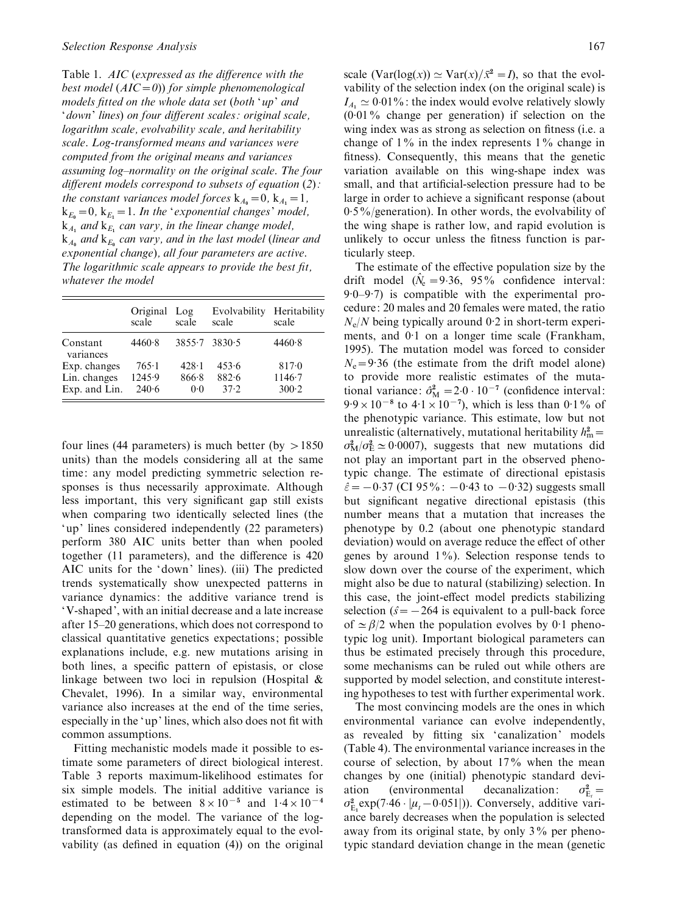Table 1. *AIC (expressed as the difference with the best model (AIC = 0)) for simple phenomenological models fitted on the whole data set (both 'up' and 'down' lines) on four different scales: original scale, logarithm scale, evolvability scale, and heritability scale. Log-transformed means and variances were computed from the original means and variances assuming log–normality on the original scale. The four different models correspond to subsets of equation (2): the constant variances model forces $k_{A_0} = 0$, $k_{A_1} = 1$, $k_{E_0} = 0$, $k_{E_1} = 1$. In the 'exponential changes' model, $k_{A_1}$ and $k_{E_1}$ can vary, in the linear change model, $k_{A_0}$ and $k_{E_0}$ can vary, and in the last model (linear and exponential change), all four parameters are active. The logarithmic scale appears to provide the best fit, whatever the model*

| | Original scale | Log scale | Evolvability scale | Heritability scale |
|---|---|---|---|---|
| Constant variances | 4460·8 | 3855·7 | 3830·5 | 4460·8 |
| Exp. changes | 765·1 | 428·1 | 453·6 | 817·0 |
| Lin. changes | 1245·9 | 866·8 | 882·6 | 1146·7 |
| Exp. and Lin. | 240·6 | 0·0 | 37·2 | 300·2 |

four lines (44 parameters) is much better (by > 1850 units) than the models considering all at the same time: any model predicting symmetric selection responses is thus necessarily approximate. Although less important, this very significant gap still exists when comparing two identically selected lines (the 'up' lines considered independently (22 parameters) perform 380 AIC units better than when pooled together (11 parameters), and the difference is 420 AIC units for the 'down' lines). (iii) The predicted trends systematically show unexpected patterns in variance dynamics: the additive variance trend is 'V-shaped', with an initial decrease and a late increase after 15–20 generations, which does not correspond to classical quantitative genetics expectations; possible explanations include, e.g. new mutations arising in both lines, a specific pattern of epistasis, or close linkage between two loci in repulsion (Hospital & Chevalet, 1996). In a similar way, environmental variance also increases at the end of the time series, especially in the 'up' lines, which also does not fit with common assumptions.

Fitting mechanistic models made it possible to estimate some parameters of direct biological interest. Table 3 reports maximum-likelihood estimates for six simple models. The initial additive variance is estimated to be between $8 \times 10^{-5}$ and $1{\cdot}4 \times 10^{-4}$ depending on the model. The variance of the log-transformed data is approximately equal to the evolvability (as defined in equation (4)) on the original scale ($\mathrm{Var}(\log(x)) \simeq \mathrm{Var}(x)/\bar{x}^2 = I$), so that the evolvability of the selection index (on the original scale) is $I_{A_1} \simeq 0{\cdot}01\%$: the index would evolve relatively slowly (0·01% change per generation) if selection on the wing index was as strong as selection on fitness (i.e. a change of 1% in the index represents 1% change in fitness). Consequently, this means that the genetic variation available on this wing-shape index was small, and that artificial-selection pressure had to be large in order to achieve a significant response (about 0·5%/generation). In other words, the evolvability of the wing shape is rather low, and rapid evolution is unlikely to occur unless the fitness function is particularly steep.

The estimate of the effective population size by the drift model ($\hat{N}_e = 9{\cdot}36$, 95% confidence interval: 9·0–9·7) is compatible with the experimental procedure: 20 males and 20 females were mated, the ratio $N_e/N$ being typically around 0·2 in short-term experiments, and 0·1 on a longer time scale (Frankham, 1995). The mutation model was forced to consider $N_e = 9{\cdot}36$ (the estimate from the drift model alone) to provide more realistic estimates of the mutational variance: $\hat{\sigma}^2_M = 2{\cdot}0 \cdot 10^{-7}$ (confidence interval: $9{\cdot}9 \times 10^{-8}$ to $4{\cdot}1 \times 10^{-7}$), which is less than 0·1% of the phenotypic variance. This estimate, low but not unrealistic (alternatively, mutational heritability $h^2_m = \sigma^2_M/\sigma^2_E \simeq 0{\cdot}0007$), suggests that new mutations did not play an important part in the observed phenotypic change. The estimate of directional epistasis $\hat{\varepsilon} = -0{\cdot}37$ (CI 95%: $-0{\cdot}43$ to $-0{\cdot}32$) suggests small but significant negative directional epistasis (this number means that a mutation that increases the phenotype by 0.2 (about one phenotypic standard deviation) would on average reduce the effect of other genes by around 1%). Selection response tends to slow down over the course of the experiment, which might also be due to natural (stabilizing) selection. In this case, the joint-effect model predicts stabilizing selection ($\hat{s} = -264$ is equivalent to a pull-back force of $\simeq \beta/2$ when the population evolves by 0·1 phenotypic log unit). Important biological parameters can thus be estimated precisely through this procedure, some mechanisms can be ruled out while others are supported by model selection, and constitute interesting hypotheses to test with further experimental work.

The most convincing models are the ones in which environmental variance can evolve independently, as revealed by fitting six 'canalization' models (Table 4). The environmental variance increases in the course of selection, by about 17% when the mean changes by one (initial) phenotypic standard deviation (environmental decanalization: $\sigma^2_{E_t} = \sigma^2_{E_1}\exp(7{\cdot}46 \cdot |\mu_t - 0{\cdot}051|)$). Conversely, additive variance barely decreases when the population is selected away from its original state, by only 3% per phenotypic standard deviation change in the mean (genetic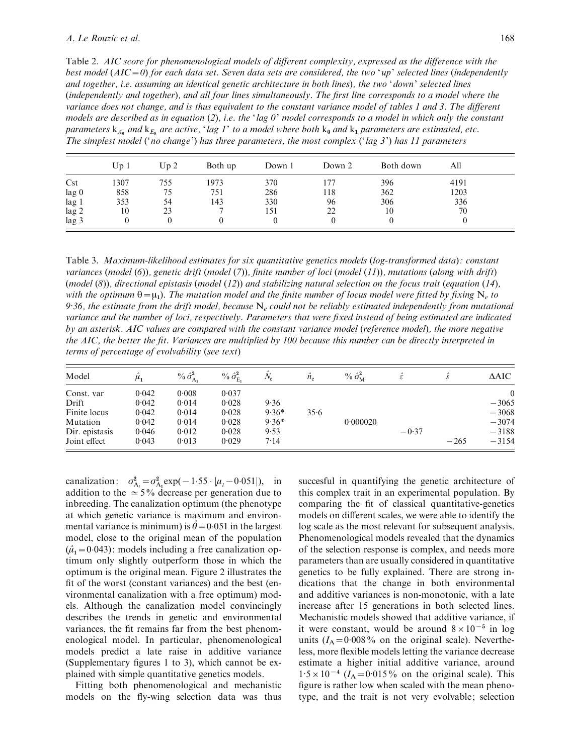Table 2. *AIC score for phenomenological models of different complexity, expressed as the difference with the best model (AIC=0) for each data set. Seven data sets are considered, the two 'up' selected lines (independently and together, i.e. assuming an identical genetic architecture in both lines), the two 'down' selected lines (independently and together), and all four lines simultaneously. The first line corresponds to a model where the variance does not change, and is thus equivalent to the constant variance model of tables 1 and 3. The different models are described as in equation (2), i.e. the 'lag 0' model corresponds to a model in which only the constant parameters $k_{A_0}$ and $k_{E_0}$ are active, 'lag 1' to a model where both $k_0$ and $k_1$ parameters are estimated, etc. The simplest model ('no change') has three parameters, the most complex ('lag 3') has 11 parameters*

| | Up 1 | Up 2 | Both up | Down 1 | Down 2 | Both down | All |
|---|---|---|---|---|---|---|---|
| Cst | 1307 | 755 | 1973 | 370 | 177 | 396 | 4191 |
| lag 0 | 858 | 75 | 751 | 286 | 118 | 362 | 1203 |
| lag 1 | 353 | 54 | 143 | 330 | 96 | 306 | 336 |
| lag 2 | 10 | 23 | 7 | 151 | 22 | 10 | 70 |
| lag 3 | 0 | 0 | 0 | 0 | 0 | 0 | 0 |

Table 3. *Maximum-likelihood estimates for six quantitative genetics models (log-transformed data): constant variances (model (6)), genetic drift (model (7)), finite number of loci (model (11)), mutations (along with drift) (model (8)), directional epistasis (model (12)) and stabilizing natural selection on the focus trait (equation (14), with the optimum $\theta = \mu_1$). The mutation model and the finite number of locus model were fitted by fixing $N_e$ to 9·36, the estimate from the drift model, because $N_e$ could not be reliably estimated independently from mutational variance and the number of loci, respectively. Parameters that were fixed instead of being estimated are indicated by an asterisk. AIC values are compared with the constant variance model (reference model), the more negative the AIC, the better the fit. Variances are multiplied by 100 because this number can be directly interpreted in terms of percentage of evolvability (see text)*

| Model | $\hat{\mu}_1$ | % $\hat{\sigma}^2_{A_1}$ | % $\hat{\sigma}^2_{E_1}$ | $\hat{N}_e$ | $\hat{n}_e$ | % $\hat{\sigma}^2_M$ | $\hat{\varepsilon}$ | $\hat{s}$ | ΔAIC |
|---|---|---|---|---|---|---|---|---|---|
| Const. var | 0·042 | 0·008 | 0·037 | | | | | | 0 |
| Drift | 0·042 | 0·014 | 0·028 | 9·36 | | | | | −3065 |
| Finite locus | 0·042 | 0·014 | 0·028 | 9·36* | 35·6 | | | | −3068 |
| Mutation | 0·042 | 0·014 | 0·028 | 9·36* | | 0·000020 | | | −3074 |
| Dir. epistasis | 0·046 | 0·012 | 0·028 | 9·53 | | | −0·37 | | −3188 |
| Joint effect | 0·043 | 0·013 | 0·029 | 7·14 | | | | −265 | −3154 |

canalization: $\sigma^2_{A_t} = \sigma^2_{A_1} \exp(-1{\cdot}55 \cdot |\mu_t - 0{\cdot}051|)$, in addition to the $\simeq 5\%$ decrease per generation due to inbreeding. The canalization optimum (the phenotype at which genetic variance is maximum and environmental variance is minimum) is $\hat{\theta} = 0{\cdot}051$ in the largest model, close to the original mean of the population ($\hat{\mu}_1 = 0{\cdot}043$): models including a free canalization optimum only slightly outperform those in which the optimum is the original mean. Figure 2 illustrates the fit of the worst (constant variances) and the best (environmental canalization with a free optimum) models. Although the canalization model convincingly describes the trends in genetic and environmental variances, the fit remains far from the best phenomenological model. In particular, phenomenological models predict a late raise in additive variance (Supplementary figures 1 to 3), which cannot be explained with simple quantitative genetics models.

Fitting both phenomenological and mechanistic models on the fly-wing selection data was thus succesful in quantifying the genetic architecture of this complex trait in an experimental population. By comparing the fit of classical quantitative-genetics models on different scales, we were able to identify the log scale as the most relevant for subsequent analysis. Phenomenological models revealed that the dynamics of the selection response is complex, and needs more parameters than are usually considered in quantitative genetics to be fully explained. There are strong indications that the change in both environmental and additive variances is non-monotonic, with a late increase after 15 generations in both selected lines. Mechanistic models showed that additive variance, if it were constant, would be around $8 \times 10^{-5}$ in log units ($I_A = 0{\cdot}008\%$ on the original scale). Nevertheless, more flexible models letting the variance decrease estimate a higher initial additive variance, around $1{\cdot}5 \times 10^{-4}$ ($I_A = 0{\cdot}015\%$ on the original scale). This figure is rather low when scaled with the mean phenotype, and the trait is not very evolvable; selection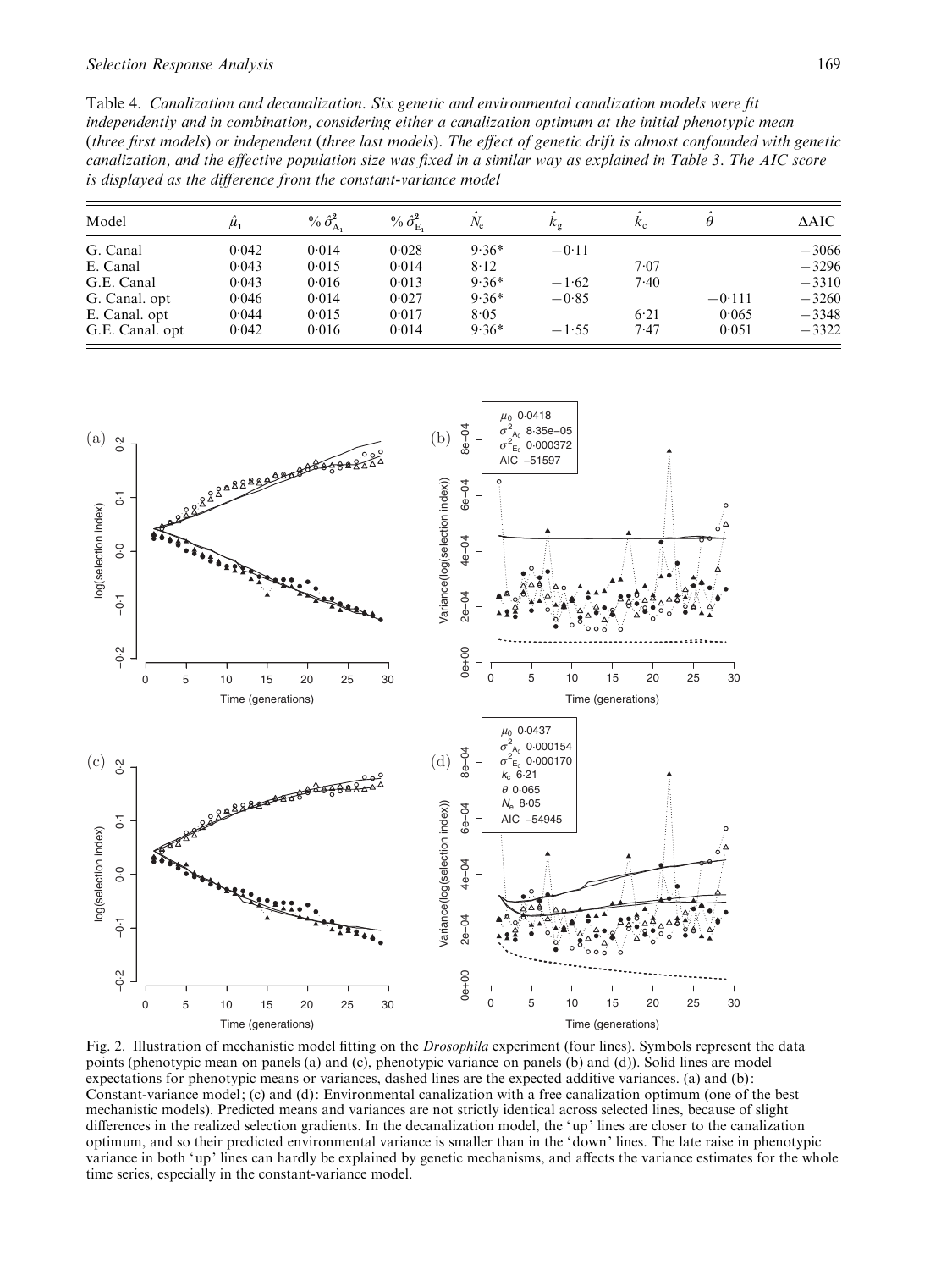Table 4. *Canalization and decanalization. Six genetic and environmental canalization models were fit independently and in combination, considering either a canalization optimum at the initial phenotypic mean (three first models) or independent (three last models). The effect of genetic drift is almost confounded with genetic canalization, and the effective population size was fixed in a similar way as explained in Table 3. The AIC score is displayed as the difference from the constant-variance model*

| Model | $\hat{\mu}_1$ | % $\hat{\sigma}^2_{A_1}$ | % $\hat{\sigma}^2_{E_1}$ | $\hat{N}_e$ | $\hat{k}_g$ | $\hat{k}_c$ | $\hat{\theta}$ | ΔAIC |
|---|---|---|---|---|---|---|---|---|
| G. Canal | 0·042 | 0·014 | 0·028 | 9·36* | −0·11 | | | −3066 |
| E. Canal | 0·043 | 0·015 | 0·014 | 8·12 | | 7·07 | | −3296 |
| G.E. Canal | 0·043 | 0·016 | 0·013 | 9·36* | −1·62 | 7·40 | | −3310 |
| G. Canal. opt | 0·046 | 0·014 | 0·027 | 9·36* | −0·85 | | −0·111 | −3260 |
| E. Canal. opt | 0·044 | 0·015 | 0·017 | 8·05 | | 6·21 | 0·065 | −3348 |
| G.E. Canal. opt | 0·042 | 0·016 | 0·014 | 9·36* | −1·55 | 7·47 | 0·051 | −3322 |

Fig. 2. Illustration of mechanistic model fitting on the *Drosophila* experiment (four lines). Symbols represent the data points (phenotypic mean on panels (a) and (c), phenotypic variance on panels (b) and (d)). Solid lines are model expectations for phenotypic means or variances, dashed lines are the expected additive variances. (a) and (b): Constant-variance model; (c) and (d): Environmental canalization with a free canalization optimum (one of the best mechanistic models). Predicted means and variances are not strictly identical across selected lines, because of slight differences in the realized selection gradients. In the decanalization model, the 'up' lines are closer to the canalization optimum, and so their predicted environmental variance is smaller than in the 'down' lines. The late raise in phenotypic variance in both 'up' lines can hardly be explained by genetic mechanisms, and affects the variance estimates for the whole time series, especially in the constant-variance model.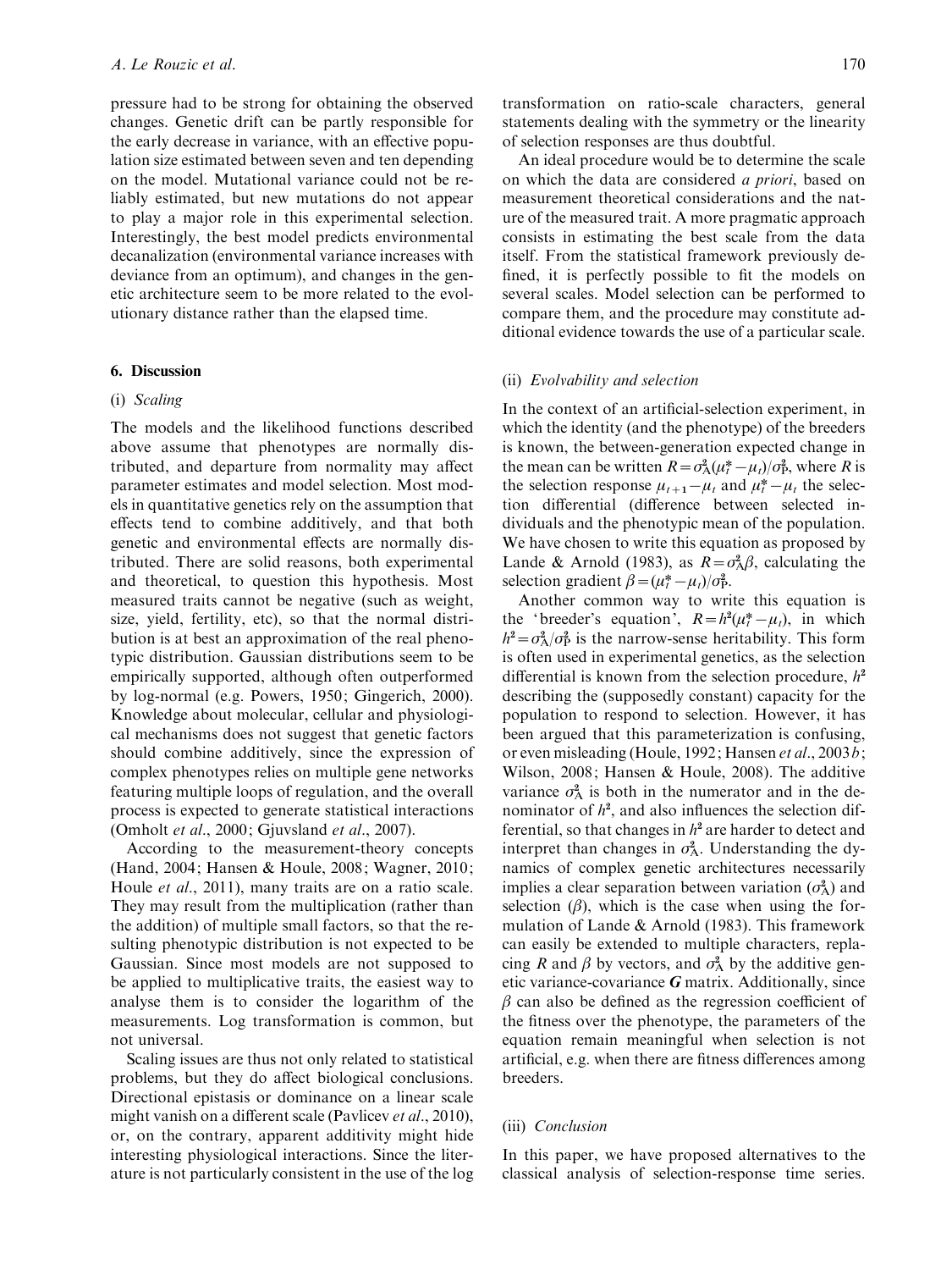pressure had to be strong for obtaining the observed changes. Genetic drift can be partly responsible for the early decrease in variance, with an effective population size estimated between seven and ten depending on the model. Mutational variance could not be reliably estimated, but new mutations do not appear to play a major role in this experimental selection. Interestingly, the best model predicts environmental decanalization (environmental variance increases with deviance from an optimum), and changes in the genetic architecture seem to be more related to the evolutionary distance rather than the elapsed time.

## 6. Discussion

### (i) *Scaling*

The models and the likelihood functions described above assume that phenotypes are normally distributed, and departure from normality may affect parameter estimates and model selection. Most models in quantitative genetics rely on the assumption that effects tend to combine additively, and that both genetic and environmental effects are normally distributed. There are solid reasons, both experimental and theoretical, to question this hypothesis. Most measured traits cannot be negative (such as weight, size, yield, fertility, etc), so that the normal distribution is at best an approximation of the real phenotypic distribution. Gaussian distributions seem to be empirically supported, although often outperformed by log-normal (e.g. Powers, 1950; Gingerich, 2000). Knowledge about molecular, cellular and physiological mechanisms does not suggest that genetic factors should combine additively, since the expression of complex phenotypes relies on multiple gene networks featuring multiple loops of regulation, and the overall process is expected to generate statistical interactions (Omholt *et al.*, 2000; Gjuvsland *et al.*, 2007).

According to the measurement-theory concepts (Hand, 2004; Hansen & Houle, 2008; Wagner, 2010; Houle *et al.*, 2011), many traits are on a ratio scale. They may result from the multiplication (rather than the addition) of multiple small factors, so that the resulting phenotypic distribution is not expected to be Gaussian. Since most models are not supposed to be applied to multiplicative traits, the easiest way to analyse them is to consider the logarithm of the measurements. Log transformation is common, but not universal.

Scaling issues are thus not only related to statistical problems, but they do affect biological conclusions. Directional epistasis or dominance on a linear scale might vanish on a different scale (Pavlicev *et al.*, 2010), or, on the contrary, apparent additivity might hide interesting physiological interactions. Since the literature is not particularly consistent in the use of the log transformation on ratio-scale characters, general statements dealing with the symmetry or the linearity of selection responses are thus doubtful.

An ideal procedure would be to determine the scale on which the data are considered *a priori*, based on measurement theoretical considerations and the nature of the measured trait. A more pragmatic approach consists in estimating the best scale from the data itself. From the statistical framework previously defined, it is perfectly possible to fit the models on several scales. Model selection can be performed to compare them, and the procedure may constitute additional evidence towards the use of a particular scale.

### (ii) *Evolvability and selection*

In the context of an artificial-selection experiment, in which the identity (and the phenotype) of the breeders is known, the between-generation expected change in the mean can be written $R=\sigma^2_A(\mu^*_t-\mu_t)/\sigma^2_P$, where $R$ is the selection response $\mu_{t+1}-\mu_t$ and $\mu^*_t-\mu_t$ the selection differential (difference between selected individuals and the phenotypic mean of the population. We have chosen to write this equation as proposed by Lande & Arnold (1983), as $R=\sigma^2_A\beta$, calculating the selection gradient $\beta=(\mu^*_t-\mu_t)/\sigma^2_P$.

Another common way to write this equation is the 'breeder's equation', $R=h^2(\mu^*_t-\mu_t)$, in which $h^2=\sigma^2_A/\sigma^2_P$ is the narrow-sense heritability. This form is often used in experimental genetics, as the selection differential is known from the selection procedure, $h^2$ describing the (supposedly constant) capacity for the population to respond to selection. However, it has been argued that this parameterization is confusing, or even misleading (Houle, 1992; Hansen *et al.*, 2003*b*; Wilson, 2008; Hansen & Houle, 2008). The additive variance $\sigma^2_A$ is both in the numerator and in the denominator of $h^2$, and also influences the selection differential, so that changes in $h^2$ are harder to detect and interpret than changes in $\sigma^2_A$. Understanding the dynamics of complex genetic architectures necessarily implies a clear separation between variation ($\sigma^2_A$) and selection ($\beta$), which is the case when using the formulation of Lande & Arnold (1983). This framework can easily be extended to multiple characters, replacing $R$ and $\beta$ by vectors, and $\sigma^2_A$ by the additive genetic variance-covariance $\boldsymbol{G}$ matrix. Additionally, since $\beta$ can also be defined as the regression coefficient of the fitness over the phenotype, the parameters of the equation remain meaningful when selection is not artificial, e.g. when there are fitness differences among breeders.

### (iii) *Conclusion*

In this paper, we have proposed alternatives to the classical analysis of selection-response time series.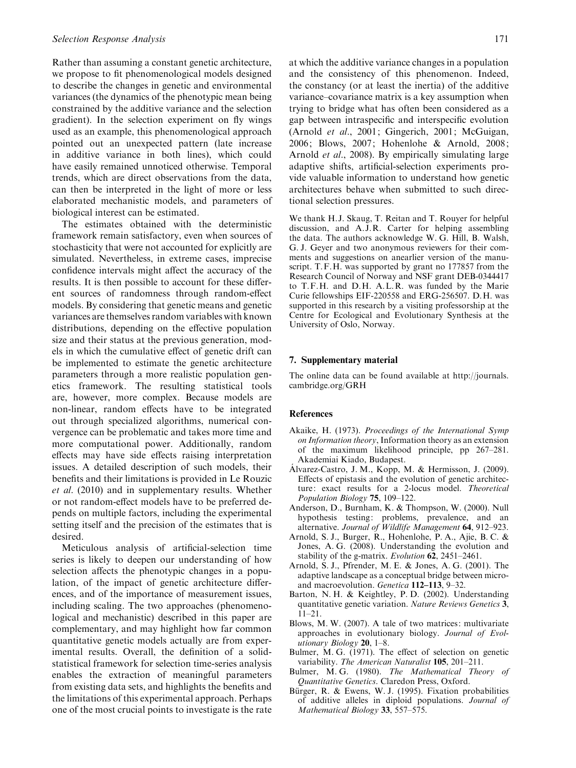Rather than assuming a constant genetic architecture, we propose to fit phenomenological models designed to describe the changes in genetic and environmental variances (the dynamics of the phenotypic mean being constrained by the additive variance and the selection gradient). In the selection experiment on fly wings used as an example, this phenomenological approach pointed out an unexpected pattern (late increase in additive variance in both lines), which could have easily remained unnoticed otherwise. Temporal trends, which are direct observations from the data, can then be interpreted in the light of more or less elaborated mechanistic models, and parameters of biological interest can be estimated.

The estimates obtained with the deterministic framework remain satisfactory, even when sources of stochasticity that were not accounted for explicitly are simulated. Nevertheless, in extreme cases, imprecise confidence intervals might affect the accuracy of the results. It is then possible to account for these different sources of randomness through random-effect models. By considering that genetic means and genetic variances are themselves random variables with known distributions, depending on the effective population size and their status at the previous generation, models in which the cumulative effect of genetic drift can be implemented to estimate the genetic architecture parameters through a more realistic population genetics framework. The resulting statistical tools are, however, more complex. Because models are non-linear, random effects have to be integrated out through specialized algorithms, numerical convergence can be problematic and takes more time and more computational power. Additionally, random effects may have side effects raising interpretation issues. A detailed description of such models, their benefits and their limitations is provided in Le Rouzic *et al*. (2010) and in supplementary results. Whether or not random-effect models have to be preferred depends on multiple factors, including the experimental setting itself and the precision of the estimates that is desired.

Meticulous analysis of artificial-selection time series is likely to deepen our understanding of how selection affects the phenotypic changes in a population, of the impact of genetic architecture differences, and of the importance of measurement issues, including scaling. The two approaches (phenomenological and mechanistic) described in this paper are complementary, and may highlight how far common quantitative genetic models actually are from experimental results. Overall, the definition of a solid-statistical framework for selection time-series analysis enables the extraction of meaningful parameters from existing data sets, and highlights the benefits and the limitations of this experimental approach. Perhaps one of the most crucial points to investigate is the rate at which the additive variance changes in a population and the consistency of this phenomenon. Indeed, the constancy (or at least the inertia) of the additive variance–covariance matrix is a key assumption when trying to bridge what has often been considered as a gap between intraspecific and interspecific evolution (Arnold *et al*., 2001; Gingerich, 2001; McGuigan, 2006; Blows, 2007; Hohenlohe & Arnold, 2008; Arnold *et al*., 2008). By empirically simulating large adaptive shifts, artificial-selection experiments provide valuable information to understand how genetic architectures behave when submitted to such directional selection pressures.

We thank H.J. Skaug, T. Reitan and T. Rouyer for helpful discussion, and A.J.R. Carter for helping assembling the data. The authors acknowledge W. G. Hill, B. Walsh, G. J. Geyer and two anonymous reviewers for their comments and suggestions on anearlier version of the manuscript. T.F.H. was supported by grant no 177857 from the Research Council of Norway and NSF grant DEB-0344417 to T.F.H. and D.H. A.L.R. was funded by the Marie Curie fellowships EIF-220558 and ERG-256507. D.H. was supported in this research by a visiting professorship at the Centre for Ecological and Evolutionary Synthesis at the University of Oslo, Norway.

## 7. Supplementary material

The online data can be found available at http://journals.cambridge.org/GRH

## References

Akaike, H. (1973). *Proceedings of the International Symp on Information theory*, Information theory as an extension of the maximum likelihood principle, pp 267–281. Akademiai Kiado, Budapest.

Álvarez-Castro, J. M., Kopp, M. & Hermisson, J. (2009). Effects of epistasis and the evolution of genetic architecture: exact results for a 2-locus model. *Theoretical Population Biology* **75**, 109–122.

Anderson, D., Burnham, K. & Thompson, W. (2000). Null hypothesis testing: problems, prevalence, and an alternative. *Journal of Wildlife Management* **64**, 912–923.

Arnold, S. J., Burger, R., Hohenlohe, P. A., Ajie, B. C. & Jones, A. G. (2008). Understanding the evolution and stability of the g-matrix. *Evolution* **62**, 2451–2461.

Arnold, S. J., Pfrender, M. E. & Jones, A. G. (2001). The adaptive landscape as a conceptual bridge between micro- and macroevolution. *Genetica* **112–113**, 9–32.

Barton, N. H. & Keightley, P. D. (2002). Understanding quantitative genetic variation. *Nature Reviews Genetics* **3**, 11–21.

Blows, M. W. (2007). A tale of two matrices: multivariate approaches in evolutionary biology. *Journal of Evolutionary Biology* **20**, 1–8.

Bulmer, M. G. (1971). The effect of selection on genetic variability. *The American Naturalist* **105**, 201–211.

Bulmer, M. G. (1980). *The Mathematical Theory of Quantitative Genetics*. Claredon Press, Oxford.

Bürger, R. & Ewens, W. J. (1995). Fixation probabilities of additive alleles in diploid populations. *Journal of Mathematical Biology* **33**, 557–575.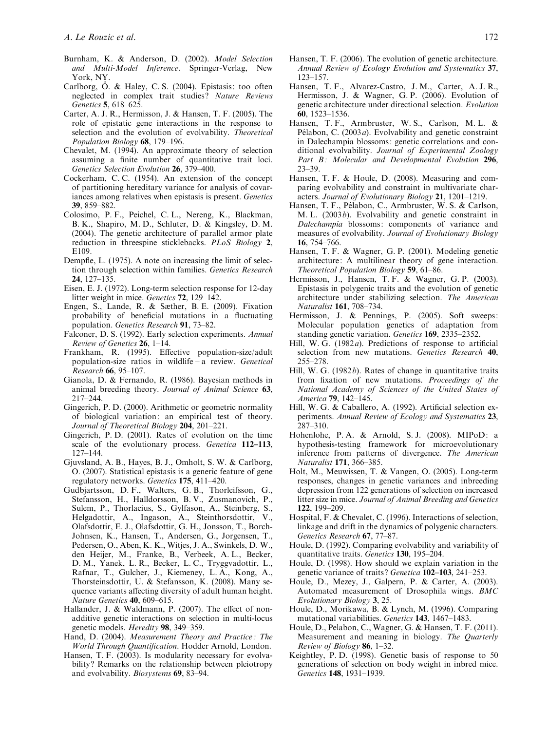Burnham, K. & Anderson, D. (2002). *Model Selection and Multi-Model Inference*. Springer-Verlag, New York, NY.

Carlborg, Ö. & Haley, C. S. (2004). Epistasis: too often neglected in complex trait studies? *Nature Reviews Genetics* **5**, 618–625.

Carter, A. J. R., Hermisson, J. & Hansen, T. F. (2005). The role of epistatic gene interactions in the response to selection and the evolution of evolvability. *Theoretical Population Biology* **68**, 179–196.

Chevalet, M. (1994). An approximate theory of selection assuming a finite number of quantitative trait loci. *Genetics Selection Evolution* **26**, 379–400.

Cockerham, C. C. (1954). An extension of the concept of partitioning hereditary variance for analysis of covariances among relatives when epistasis is present. *Genetics* **39**, 859–882.

Colosimo, P. F., Peichel, C. L., Nereng, K., Blackman, B. K., Shapiro, M. D., Schluter, D. & Kingsley, D. M. (2004). The genetic architecture of parallel armor plate reduction in threespine sticklebacks. *PLoS Biology* **2**, E109.

Dempfle, L. (1975). A note on increasing the limit of selection through selection within families. *Genetics Research* **24**, 127–135.

Eisen, E. J. (1972). Long-term selection response for 12-day litter weight in mice. *Genetics* **72**, 129–142.

Engen, S., Lande, R. & Sæther, B. E. (2009). Fixation probability of beneficial mutations in a fluctuating population. *Genetics Research* **91**, 73–82.

Falconer, D. S. (1992). Early selection experiments. *Annual Review of Genetics* **26**, 1–14.

Frankham, R. (1995). Effective population-size/adult population-size ratios in wildlife – a review. *Genetical Research* **66**, 95–107.

Gianola, D. & Fernando, R. (1986). Bayesian methods in animal breeding theory. *Journal of Animal Science* **63**, 217–244.

Gingerich, P. D. (2000). Arithmetic or geometric normality of biological variation: an empirical test of theory. *Journal of Theoretical Biology* **204**, 201–221.

Gingerich, P. D. (2001). Rates of evolution on the time scale of the evolutionary process. *Genetica* **112–113**, 127–144.

Gjuvsland, A. B., Hayes, B. J., Omholt, S. W. & Carlborg, O. (2007). Statistical epistasis is a generic feature of gene regulatory networks. *Genetics* **175**, 411–420.

Gudbjartsson, D. F., Walters, G. B., Thorleifsson, G., Stefansson, H., Halldorsson, B. V., Zusmanovich, P., Sulem, P., Thorlacius, S., Gylfason, A., Steinberg, S., Helgadottir, A., Ingason, A., Steinthorsdottir, V., Olafsdottir, E. J., Olafsdottir, G. H., Jonsson, T., Borch-Johnsen, K., Hansen, T., Andersen, G., Jorgensen, T., Pedersen, O., Aben, K. K., Witjes, J. A., Swinkels, D. W., den Heijer, M., Franke, B., Verbeek, A. L., Becker, D. M., Yanek, L. R., Becker, L. C., Tryggvadottir, L., Rafnar, T., Gulcher, J., Kiemeney, L. A., Kong, A., Thorsteinsdottir, U. & Stefansson, K. (2008). Many sequence variants affecting diversity of adult human height. *Nature Genetics* **40**, 609–615.

Hallander, J. & Waldmann, P. (2007). The effect of non-additive genetic interactions on selection in multi-locus genetic models. *Heredity* **98**, 349–359.

Hand, D. (2004). *Measurement Theory and Practice: The World Through Quantification*. Hodder Arnold, London.

Hansen, T. F. (2003). Is modularity necessary for evolvability? Remarks on the relationship between pleiotropy and evolvability. *Biosystems* **69**, 83–94.

Hansen, T. F. (2006). The evolution of genetic architecture. *Annual Review of Ecology Evolution and Systematics* **37**, 123–157.

Hansen, T. F., Alvarez-Castro, J. M., Carter, A. J. R., Hermisson, J. & Wagner, G. P. (2006). Evolution of genetic architecture under directional selection. *Evolution* **60**, 1523–1536.

Hansen, T. F., Armbruster, W. S., Carlson, M. L. & Pélabon, C. (2003*a*). Evolvability and genetic constraint in Dalechampia blossoms: genetic correlations and conditional evolvability. *Journal of Experimental Zoology Part B: Molecular and Developmental Evolution* **296**, 23–39.

Hansen, T. F. & Houle, D. (2008). Measuring and comparing evolvability and constraint in multivariate characters. *Journal of Evolutionary Biology* **21**, 1201–1219.

Hansen, T. F., Pélabon, C., Armbruster, W. S. & Carlson, M. L. (2003*b*). Evolvability and genetic constraint in *Dalechampia* blossoms: components of variance and measures of evolvability. *Journal of Evolutionary Biology* **16**, 754–766.

Hansen, T. F. & Wagner, G. P. (2001). Modeling genetic architecture: A multilinear theory of gene interaction. *Theoretical Population Biology* **59**, 61–86.

Hermisson, J., Hansen, T. F. & Wagner, G. P. (2003). Epistasis in polygenic traits and the evolution of genetic architecture under stabilizing selection. *The American Naturalist* **161**, 708–734.

Hermisson, J. & Pennings, P. (2005). Soft sweeps: Molecular population genetics of adaptation from standing genetic variation. *Genetics* **169**, 2335–2352.

Hill, W. G. (1982*a*). Predictions of response to artificial selection from new mutations. *Genetics Research* **40**, 255–278.

Hill, W. G. (1982*b*). Rates of change in quantitative traits from fixation of new mutations. *Proceedings of the National Academy of Sciences of the United States of America* **79**, 142–145.

Hill, W. G. & Caballero, A. (1992). Artificial selection experiments. *Annual Review of Ecology and Systematics* **23**, 287–310.

Hohenlohe, P. A. & Arnold, S. J. (2008). MIPoD: a hypothesis-testing framework for microevolutionary inference from patterns of divergence. *The American Naturalist* **171**, 366–385.

Holt, M., Meuwissen, T. & Vangen, O. (2005). Long-term responses, changes in genetic variances and inbreeding depression from 122 generations of selection on increased litter size in mice. *Journal of Animal Breeding and Genetics* **122**, 199–209.

Hospital, F. & Chevalet, C. (1996). Interactions of selection, linkage and drift in the dynamics of polygenic characters. *Genetics Research* **67**, 77–87.

Houle, D. (1992). Comparing evolvability and variability of quantitative traits. *Genetics* **130**, 195–204.

Houle, D. (1998). How should we explain variation in the genetic variance of traits? *Genetica* **102–103**, 241–253.

Houle, D., Mezey, J., Galpern, P. & Carter, A. (2003). Automated measurement of Drosophila wings. *BMC Evolutionary Biology* **3**, 25.

Houle, D., Morikawa, B. & Lynch, M. (1996). Comparing mutational variabilities. *Genetics* **143**, 1467–1483.

Houle, D., Pelabon, C., Wagner, G. & Hansen, T. F. (2011). Measurement and meaning in biology. *The Quarterly Review of Biology* **86**, 1–32.

Keightley, P. D. (1998). Genetic basis of response to 50 generations of selection on body weight in inbred mice. *Genetics* **148**, 1931–1939.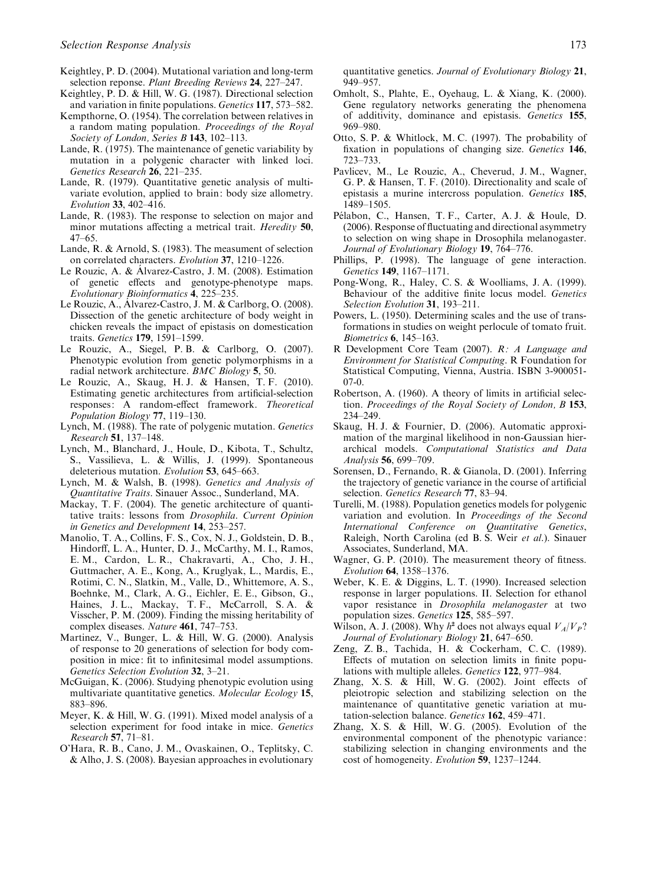Keightley, P. D. (2004). Mutational variation and long-term selection reponse. *Plant Breeding Reviews* **24**, 227–247.

Keightley, P. D. & Hill, W. G. (1987). Directional selection and variation in finite populations. *Genetics* **117**, 573–582.

Kempthorne, O. (1954). The correlation between relatives in a random mating population. *Proceedings of the Royal Society of London, Series B* **143**, 102–113.

Lande, R. (1975). The maintenance of genetic variability by mutation in a polygenic character with linked loci. *Genetics Research* **26**, 221–235.

Lande, R. (1979). Quantitative genetic analysis of multivariate evolution, applied to brain: body size allometry. *Evolution* **33**, 402–416.

Lande, R. (1983). The response to selection on major and minor mutations affecting a metrical trait. *Heredity* **50**, 47–65.

Lande, R. & Arnold, S. (1983). The measument of selection on correlated characters. *Evolution* **37**, 1210–1226.

Le Rouzic, A. & Álvarez-Castro, J. M. (2008). Estimation of genetic effects and genotype-phenotype maps. *Evolutionary Bioinformatics* **4**, 225–235.

Le Rouzic, A., Álvarez-Castro, J. M. & Carlborg, O. (2008). Dissection of the genetic architecture of body weight in chicken reveals the impact of epistasis on domestication traits. *Genetics* **179**, 1591–1599.

Le Rouzic, A., Siegel, P. B. & Carlborg, O. (2007). Phenotypic evolution from genetic polymorphisms in a radial network architecture. *BMC Biology* **5**, 50.

Le Rouzic, A., Skaug, H. J. & Hansen, T. F. (2010). Estimating genetic architectures from artificial-selection responses: A random-effect framework. *Theoretical Population Biology* **77**, 119–130.

Lynch, M. (1988). The rate of polygenic mutation. *Genetics Research* **51**, 137–148.

Lynch, M., Blanchard, J., Houle, D., Kibota, T., Schultz, S., Vassilieva, L. & Willis, J. (1999). Spontaneous deleterious mutation. *Evolution* **53**, 645–663.

Lynch, M. & Walsh, B. (1998). *Genetics and Analysis of Quantitative Traits*. Sinauer Assoc., Sunderland, MA.

Mackay, T. F. (2004). The genetic architecture of quantitative traits: lessons from *Drosophila*. *Current Opinion in Genetics and Development* **14**, 253–257.

Manolio, T. A., Collins, F. S., Cox, N. J., Goldstein, D. B., Hindorff, L. A., Hunter, D. J., McCarthy, M. I., Ramos, E. M., Cardon, L. R., Chakravarti, A., Cho, J. H., Guttmacher, A. E., Kong, A., Kruglyak, L., Mardis, E., Rotimi, C. N., Slatkin, M., Valle, D., Whittemore, A. S., Boehnke, M., Clark, A. G., Eichler, E. E., Gibson, G., Haines, J. L., Mackay, T. F., McCarroll, S. A. & Visscher, P. M. (2009). Finding the missing heritability of complex diseases. *Nature* **461**, 747–753.

Martinez, V., Bunger, L. & Hill, W. G. (2000). Analysis of response to 20 generations of selection for body composition in mice: fit to infinitesimal model assumptions. *Genetics Selection Evolution* **32**, 3–21.

McGuigan, K. (2006). Studying phenotypic evolution using multivariate quantitative genetics. *Molecular Ecology* **15**, 883–896.

Meyer, K. & Hill, W. G. (1991). Mixed model analysis of a selection experiment for food intake in mice. *Genetics Research* **57**, 71–81.

O'Hara, R. B., Cano, J. M., Ovaskainen, O., Teplitsky, C. & Alho, J. S. (2008). Bayesian approaches in evolutionary quantitative genetics. *Journal of Evolutionary Biology* **21**, 949–957.

Omholt, S., Plahte, E., Oyehaug, L. & Xiang, K. (2000). Gene regulatory networks generating the phenomena of additivity, dominance and epistasis. *Genetics* **155**, 969–980.

Otto, S. P. & Whitlock, M. C. (1997). The probability of fixation in populations of changing size. *Genetics* **146**, 723–733.

Pavlicev, M., Le Rouzic, A., Cheverud, J. M., Wagner, G. P. & Hansen, T. F. (2010). Directionality and scale of epistasis a murine intercross population. *Genetics* **185**, 1489–1505.

Pélabon, C., Hansen, T. F., Carter, A. J. & Houle, D. (2006). Response of fluctuating and directional asymmetry to selection on wing shape in Drosophila melanogaster. *Journal of Evolutionary Biology* **19**, 764–776.

Phillips, P. (1998). The language of gene interaction. *Genetics* **149**, 1167–1171.

Pong-Wong, R., Haley, C. S. & Woolliams, J. A. (1999). Behaviour of the additive finite locus model. *Genetics Selection Evolution* **31**, 193–211.

Powers, L. (1950). Determining scales and the use of transformations in studies on weight perlocule of tomato fruit. *Biometrics* **6**, 145–163.

R Development Core Team (2007). *R: A Language and Environment for Statistical Computing*. R Foundation for Statistical Computing, Vienna, Austria. ISBN 3-900051-07-0.

Robertson, A. (1960). A theory of limits in artificial selection. *Proceedings of the Royal Society of London, B* **153**, 234–249.

Skaug, H. J. & Fournier, D. (2006). Automatic approximation of the marginal likelihood in non-Gaussian hierarchical models. *Computational Statistics and Data Analysis* **56**, 699–709.

Sorensen, D., Fernando, R. & Gianola, D. (2001). Inferring the trajectory of genetic variance in the course of artificial selection. *Genetics Research* **77**, 83–94.

Turelli, M. (1988). Population genetics models for polygenic variation and evolution. In *Proceedings of the Second International Conference on Quantitative Genetics*, Raleigh, North Carolina (ed B. S. Weir *et al.*). Sinauer Associates, Sunderland, MA.

Wagner, G. P. (2010). The measurement theory of fitness. *Evolution* **64**, 1358–1376.

Weber, K. E. & Diggins, L. T. (1990). Increased selection response in larger populations. II. Selection for ethanol vapor resistance in *Drosophila melanogaster* at two population sizes. *Genetics* **125**, 585–597.

Wilson, A. J. (2008). Why $h^2$ does not always equal $V_A/V_P$? *Journal of Evolutionary Biology* **21**, 647–650.

Zeng, Z. B., Tachida, H. & Cockerham, C. C. (1989). Effects of mutation on selection limits in finite populations with multiple alleles. *Genetics* **122**, 977–984.

Zhang, X. S. & Hill, W. G. (2002). Joint effects of pleiotropic selection and stabilizing selection on the maintenance of quantitative genetic variation at mutation-selection balance. *Genetics* **162**, 459–471.

Zhang, X. S. & Hill, W. G. (2005). Evolution of the environmental component of the phenotypic variance: stabilizing selection in changing environments and the cost of homogeneity. *Evolution* **59**, 1237–1244.